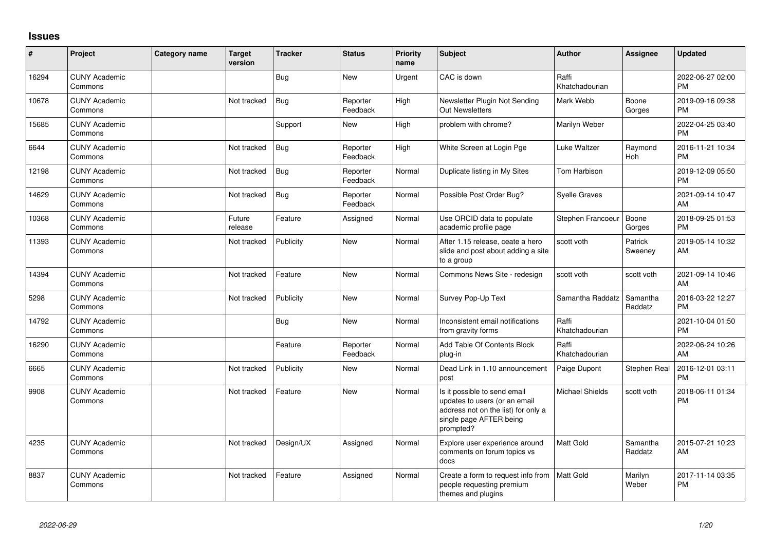## Issues

| # | Project | Category name | Target version | Tracker | Status | Priority name | Subject | Author | Assignee | Updated |
|---|---|---|---|---|---|---|---|---|---|---|
| 16294 | CUNY Academic Commons | | | Bug | New | Urgent | CAC is down | Raffi Khatchadourian | | 2022-06-27 02:00 PM |
| 10678 | CUNY Academic Commons | | Not tracked | Bug | Reporter Feedback | High | Newsletter Plugin Not Sending Out Newsletters | Mark Webb | Boone Gorges | 2019-09-16 09:38 PM |
| 15685 | CUNY Academic Commons | | | Support | New | High | problem with chrome? | Marilyn Weber | | 2022-04-25 03:40 PM |
| 6644 | CUNY Academic Commons | | Not tracked | Bug | Reporter Feedback | High | White Screen at Login Pge | Luke Waltzer | Raymond Hoh | 2016-11-21 10:34 PM |
| 12198 | CUNY Academic Commons | | Not tracked | Bug | Reporter Feedback | Normal | Duplicate listing in My Sites | Tom Harbison | | 2019-12-09 05:50 PM |
| 14629 | CUNY Academic Commons | | Not tracked | Bug | Reporter Feedback | Normal | Possible Post Order Bug? | Syelle Graves | | 2021-09-14 10:47 AM |
| 10368 | CUNY Academic Commons | | Future release | Feature | Assigned | Normal | Use ORCID data to populate academic profile page | Stephen Francoeur | Boone Gorges | 2018-09-25 01:53 PM |
| 11393 | CUNY Academic Commons | | Not tracked | Publicity | New | Normal | After 1.15 release, ceate a hero slide and post about adding a site to a group | scott voth | Patrick Sweeney | 2019-05-14 10:32 AM |
| 14394 | CUNY Academic Commons | | Not tracked | Feature | New | Normal | Commons News Site - redesign | scott voth | scott voth | 2021-09-14 10:46 AM |
| 5298 | CUNY Academic Commons | | Not tracked | Publicity | New | Normal | Survey Pop-Up Text | Samantha Raddatz | Samantha Raddatz | 2016-03-22 12:27 PM |
| 14792 | CUNY Academic Commons | | | Bug | New | Normal | Inconsistent email notifications from gravity forms | Raffi Khatchadourian | | 2021-10-04 01:50 PM |
| 16290 | CUNY Academic Commons | | | Feature | Reporter Feedback | Normal | Add Table Of Contents Block plug-in | Raffi Khatchadourian | | 2022-06-24 10:26 AM |
| 6665 | CUNY Academic Commons | | Not tracked | Publicity | New | Normal | Dead Link in 1.10 announcement post | Paige Dupont | Stephen Real | 2016-12-01 03:11 PM |
| 9908 | CUNY Academic Commons | | Not tracked | Feature | New | Normal | Is it possible to send email updates to users (or an email address not on the list) for only a single page AFTER being prompted? | Michael Shields | scott voth | 2018-06-11 01:34 PM |
| 4235 | CUNY Academic Commons | | Not tracked | Design/UX | Assigned | Normal | Explore user experience around comments on forum topics vs docs | Matt Gold | Samantha Raddatz | 2015-07-21 10:23 AM |
| 8837 | CUNY Academic Commons | | Not tracked | Feature | Assigned | Normal | Create a form to request info from people requesting premium themes and plugins | Matt Gold | Marilyn Weber | 2017-11-14 03:35 PM |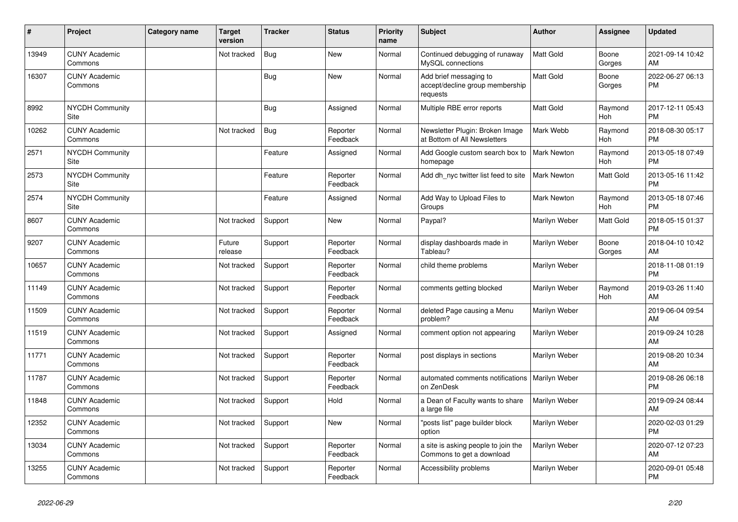| # | Project | Category name | Target version | Tracker | Status | Priority name | Subject | Author | Assignee | Updated |
|---|---|---|---|---|---|---|---|---|---|---|
| 13949 | CUNY Academic Commons | | Not tracked | Bug | New | Normal | Continued debugging of runaway MySQL connections | Matt Gold | Boone Gorges | 2021-09-14 10:42 AM |
| 16307 | CUNY Academic Commons | | | Bug | New | Normal | Add brief messaging to accept/decline group membership requests | Matt Gold | Boone Gorges | 2022-06-27 06:13 PM |
| 8992 | NYCDH Community Site | | | Bug | Assigned | Normal | Multiple RBE error reports | Matt Gold | Raymond Hoh | 2017-12-11 05:43 PM |
| 10262 | CUNY Academic Commons | | Not tracked | Bug | Reporter Feedback | Normal | Newsletter Plugin: Broken Image at Bottom of All Newsletters | Mark Webb | Raymond Hoh | 2018-08-30 05:17 PM |
| 2571 | NYCDH Community Site | | | Feature | Assigned | Normal | Add Google custom search box to homepage | Mark Newton | Raymond Hoh | 2013-05-18 07:49 PM |
| 2573 | NYCDH Community Site | | | Feature | Reporter Feedback | Normal | Add dh_nyc twitter list feed to site | Mark Newton | Matt Gold | 2013-05-16 11:42 PM |
| 2574 | NYCDH Community Site | | | Feature | Assigned | Normal | Add Way to Upload Files to Groups | Mark Newton | Raymond Hoh | 2013-05-18 07:46 PM |
| 8607 | CUNY Academic Commons | | Not tracked | Support | New | Normal | Paypal? | Marilyn Weber | Matt Gold | 2018-05-15 01:37 PM |
| 9207 | CUNY Academic Commons | | Future release | Support | Reporter Feedback | Normal | display dashboards made in Tableau? | Marilyn Weber | Boone Gorges | 2018-04-10 10:42 AM |
| 10657 | CUNY Academic Commons | | Not tracked | Support | Reporter Feedback | Normal | child theme problems | Marilyn Weber | | 2018-11-08 01:19 PM |
| 11149 | CUNY Academic Commons | | Not tracked | Support | Reporter Feedback | Normal | comments getting blocked | Marilyn Weber | Raymond Hoh | 2019-03-26 11:40 AM |
| 11509 | CUNY Academic Commons | | Not tracked | Support | Reporter Feedback | Normal | deleted Page causing a Menu problem? | Marilyn Weber | | 2019-06-04 09:54 AM |
| 11519 | CUNY Academic Commons | | Not tracked | Support | Assigned | Normal | comment option not appearing | Marilyn Weber | | 2019-09-24 10:28 AM |
| 11771 | CUNY Academic Commons | | Not tracked | Support | Reporter Feedback | Normal | post displays in sections | Marilyn Weber | | 2019-08-20 10:34 AM |
| 11787 | CUNY Academic Commons | | Not tracked | Support | Reporter Feedback | Normal | automated comments notifications on ZenDesk | Marilyn Weber | | 2019-08-26 06:18 PM |
| 11848 | CUNY Academic Commons | | Not tracked | Support | Hold | Normal | a Dean of Faculty wants to share a large file | Marilyn Weber | | 2019-09-24 08:44 AM |
| 12352 | CUNY Academic Commons | | Not tracked | Support | New | Normal | "posts list" page builder block option | Marilyn Weber | | 2020-02-03 01:29 PM |
| 13034 | CUNY Academic Commons | | Not tracked | Support | Reporter Feedback | Normal | a site is asking people to join the Commons to get a download | Marilyn Weber | | 2020-07-12 07:23 AM |
| 13255 | CUNY Academic Commons | | Not tracked | Support | Reporter Feedback | Normal | Accessibility problems | Marilyn Weber | | 2020-09-01 05:48 PM |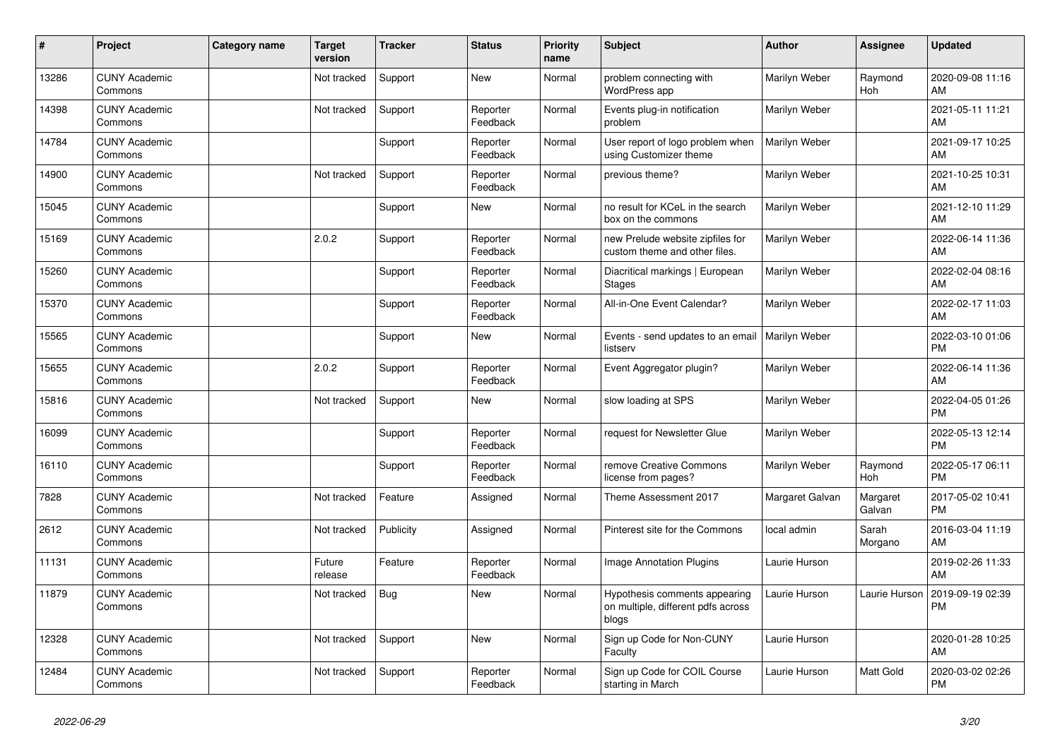| # | Project | Category name | Target version | Tracker | Status | Priority name | Subject | Author | Assignee | Updated |
|---|---|---|---|---|---|---|---|---|---|---|
| 13286 | CUNY Academic Commons | | Not tracked | Support | New | Normal | problem connecting with WordPress app | Marilyn Weber | Raymond Hoh | 2020-09-08 11:16 AM |
| 14398 | CUNY Academic Commons | | Not tracked | Support | Reporter Feedback | Normal | Events plug-in notification problem | Marilyn Weber | | 2021-05-11 11:21 AM |
| 14784 | CUNY Academic Commons | | | Support | Reporter Feedback | Normal | User report of logo problem when using Customizer theme | Marilyn Weber | | 2021-09-17 10:25 AM |
| 14900 | CUNY Academic Commons | | Not tracked | Support | Reporter Feedback | Normal | previous theme? | Marilyn Weber | | 2021-10-25 10:31 AM |
| 15045 | CUNY Academic Commons | | | Support | New | Normal | no result for KCeL in the search box on the commons | Marilyn Weber | | 2021-12-10 11:29 AM |
| 15169 | CUNY Academic Commons | | 2.0.2 | Support | Reporter Feedback | Normal | new Prelude website zipfiles for custom theme and other files. | Marilyn Weber | | 2022-06-14 11:36 AM |
| 15260 | CUNY Academic Commons | | | Support | Reporter Feedback | Normal | Diacritical markings \| European Stages | Marilyn Weber | | 2022-02-04 08:16 AM |
| 15370 | CUNY Academic Commons | | | Support | Reporter Feedback | Normal | All-in-One Event Calendar? | Marilyn Weber | | 2022-02-17 11:03 AM |
| 15565 | CUNY Academic Commons | | | Support | New | Normal | Events - send updates to an email listserv | Marilyn Weber | | 2022-03-10 01:06 PM |
| 15655 | CUNY Academic Commons | | 2.0.2 | Support | Reporter Feedback | Normal | Event Aggregator plugin? | Marilyn Weber | | 2022-06-14 11:36 AM |
| 15816 | CUNY Academic Commons | | Not tracked | Support | New | Normal | slow loading at SPS | Marilyn Weber | | 2022-04-05 01:26 PM |
| 16099 | CUNY Academic Commons | | | Support | Reporter Feedback | Normal | request for Newsletter Glue | Marilyn Weber | | 2022-05-13 12:14 PM |
| 16110 | CUNY Academic Commons | | | Support | Reporter Feedback | Normal | remove Creative Commons license from pages? | Marilyn Weber | Raymond Hoh | 2022-05-17 06:11 PM |
| 7828 | CUNY Academic Commons | | Not tracked | Feature | Assigned | Normal | Theme Assessment 2017 | Margaret Galvan | Margaret Galvan | 2017-05-02 10:41 PM |
| 2612 | CUNY Academic Commons | | Not tracked | Publicity | Assigned | Normal | Pinterest site for the Commons | local admin | Sarah Morgano | 2016-03-04 11:19 AM |
| 11131 | CUNY Academic Commons | | Future release | Feature | Reporter Feedback | Normal | Image Annotation Plugins | Laurie Hurson | | 2019-02-26 11:33 AM |
| 11879 | CUNY Academic Commons | | Not tracked | Bug | New | Normal | Hypothesis comments appearing on multiple, different pdfs across blogs | Laurie Hurson | Laurie Hurson | 2019-09-19 02:39 PM |
| 12328 | CUNY Academic Commons | | Not tracked | Support | New | Normal | Sign up Code for Non-CUNY Faculty | Laurie Hurson | | 2020-01-28 10:25 AM |
| 12484 | CUNY Academic Commons | | Not tracked | Support | Reporter Feedback | Normal | Sign up Code for COIL Course starting in March | Laurie Hurson | Matt Gold | 2020-03-02 02:26 PM |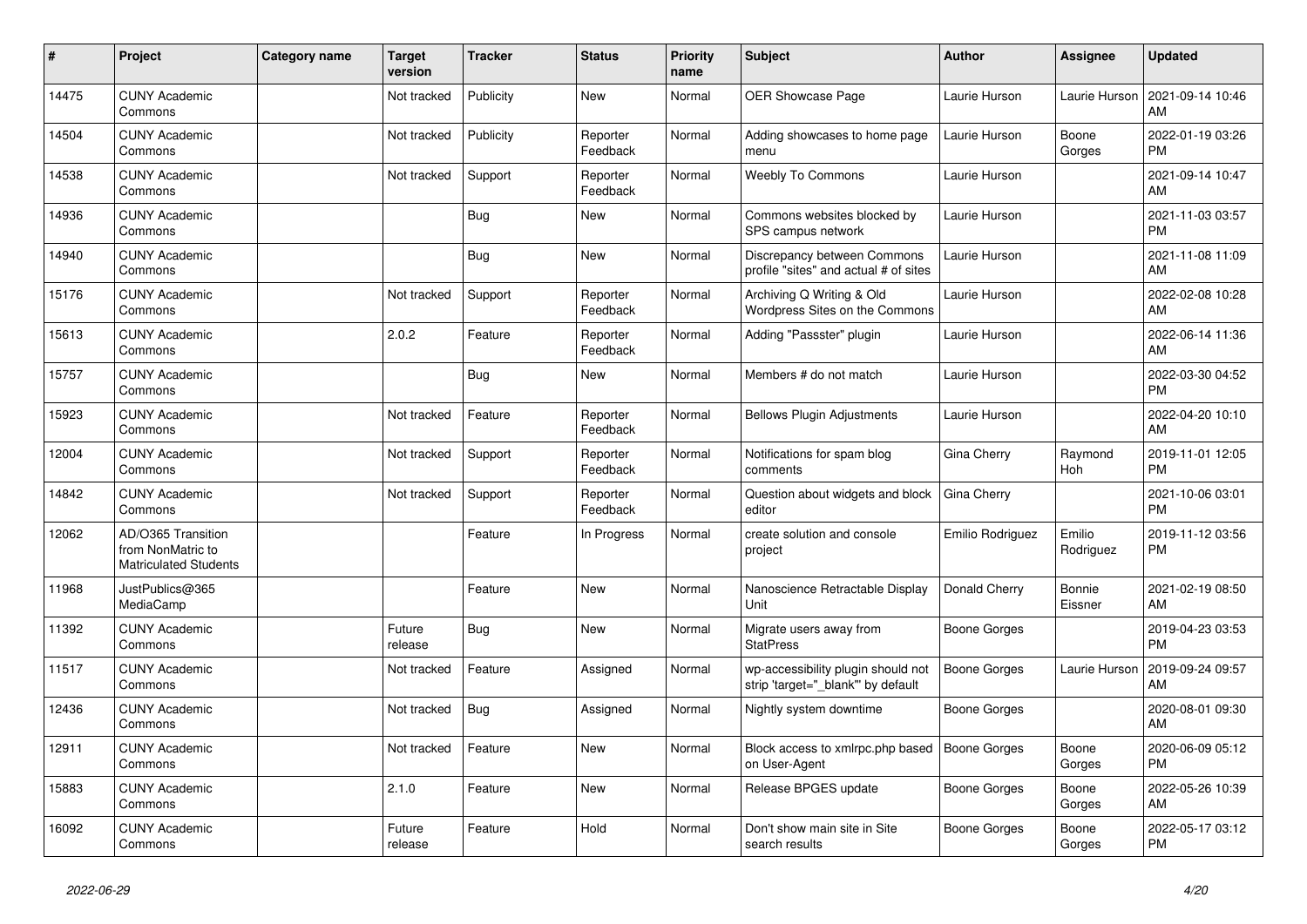| # | Project | Category name | Target version | Tracker | Status | Priority name | Subject | Author | Assignee | Updated |
|---|---|---|---|---|---|---|---|---|---|---|
| 14475 | CUNY Academic Commons | | Not tracked | Publicity | New | Normal | OER Showcase Page | Laurie Hurson | Laurie Hurson | 2021-09-14 10:46 AM |
| 14504 | CUNY Academic Commons | | Not tracked | Publicity | Reporter Feedback | Normal | Adding showcases to home page menu | Laurie Hurson | Boone Gorges | 2022-01-19 03:26 PM |
| 14538 | CUNY Academic Commons | | Not tracked | Support | Reporter Feedback | Normal | Weebly To Commons | Laurie Hurson | | 2021-09-14 10:47 AM |
| 14936 | CUNY Academic Commons | | | Bug | New | Normal | Commons websites blocked by SPS campus network | Laurie Hurson | | 2021-11-03 03:57 PM |
| 14940 | CUNY Academic Commons | | | Bug | New | Normal | Discrepancy between Commons profile "sites" and actual # of sites | Laurie Hurson | | 2021-11-08 11:09 AM |
| 15176 | CUNY Academic Commons | | Not tracked | Support | Reporter Feedback | Normal | Archiving Q Writing & Old Wordpress Sites on the Commons | Laurie Hurson | | 2022-02-08 10:28 AM |
| 15613 | CUNY Academic Commons | | 2.0.2 | Feature | Reporter Feedback | Normal | Adding "Passster" plugin | Laurie Hurson | | 2022-06-14 11:36 AM |
| 15757 | CUNY Academic Commons | | | Bug | New | Normal | Members # do not match | Laurie Hurson | | 2022-03-30 04:52 PM |
| 15923 | CUNY Academic Commons | | Not tracked | Feature | Reporter Feedback | Normal | Bellows Plugin Adjustments | Laurie Hurson | | 2022-04-20 10:10 AM |
| 12004 | CUNY Academic Commons | | Not tracked | Support | Reporter Feedback | Normal | Notifications for spam blog comments | Gina Cherry | Raymond Hoh | 2019-11-01 12:05 PM |
| 14842 | CUNY Academic Commons | | Not tracked | Support | Reporter Feedback | Normal | Question about widgets and block editor | Gina Cherry | | 2021-10-06 03:01 PM |
| 12062 | AD/O365 Transition from NonMatric to Matriculated Students | | | Feature | In Progress | Normal | create solution and console project | Emilio Rodriguez | Emilio Rodriguez | 2019-11-12 03:56 PM |
| 11968 | JustPublics@365 MediaCamp | | | Feature | New | Normal | Nanoscience Retractable Display Unit | Donald Cherry | Bonnie Eissner | 2021-02-19 08:50 AM |
| 11392 | CUNY Academic Commons | | Future release | Bug | New | Normal | Migrate users away from StatPress | Boone Gorges | | 2019-04-23 03:53 PM |
| 11517 | CUNY Academic Commons | | Not tracked | Feature | Assigned | Normal | wp-accessibility plugin should not strip 'target="_blank"' by default | Boone Gorges | Laurie Hurson | 2019-09-24 09:57 AM |
| 12436 | CUNY Academic Commons | | Not tracked | Bug | Assigned | Normal | Nightly system downtime | Boone Gorges | | 2020-08-01 09:30 AM |
| 12911 | CUNY Academic Commons | | Not tracked | Feature | New | Normal | Block access to xmlrpc.php based on User-Agent | Boone Gorges | Boone Gorges | 2020-06-09 05:12 PM |
| 15883 | CUNY Academic Commons | | 2.1.0 | Feature | New | Normal | Release BPGES update | Boone Gorges | Boone Gorges | 2022-05-26 10:39 AM |
| 16092 | CUNY Academic Commons | | Future release | Feature | Hold | Normal | Don't show main site in Site search results | Boone Gorges | Boone Gorges | 2022-05-17 03:12 PM |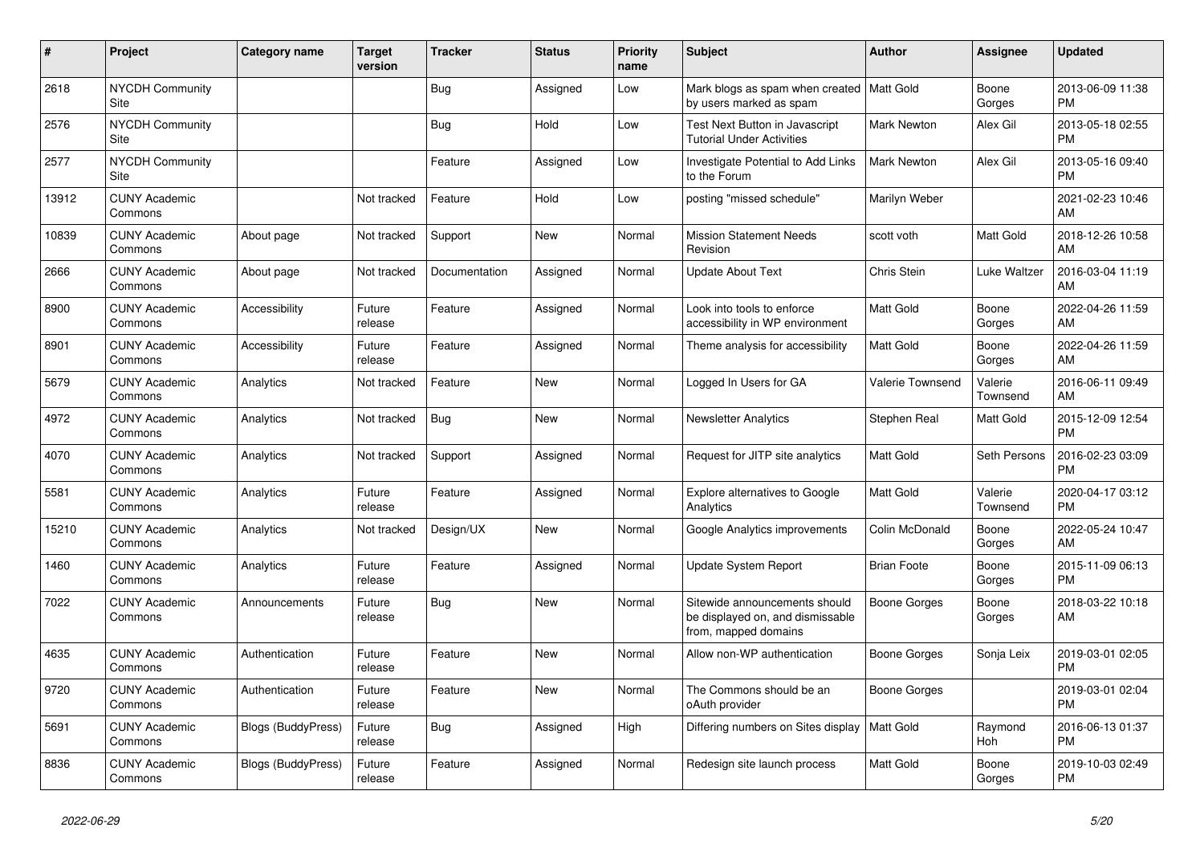| # | Project | Category name | Target version | Tracker | Status | Priority name | Subject | Author | Assignee | Updated |
|---|---|---|---|---|---|---|---|---|---|---|
| 2618 | NYCDH Community Site | | | Bug | Assigned | Low | Mark blogs as spam when created by users marked as spam | Matt Gold | Boone Gorges | 2013-06-09 11:38 PM |
| 2576 | NYCDH Community Site | | | Bug | Hold | Low | Test Next Button in Javascript Tutorial Under Activities | Mark Newton | Alex Gil | 2013-05-18 02:55 PM |
| 2577 | NYCDH Community Site | | | Feature | Assigned | Low | Investigate Potential to Add Links to the Forum | Mark Newton | Alex Gil | 2013-05-16 09:40 PM |
| 13912 | CUNY Academic Commons | | Not tracked | Feature | Hold | Low | posting "missed schedule" | Marilyn Weber | | 2021-02-23 10:46 AM |
| 10839 | CUNY Academic Commons | About page | Not tracked | Support | New | Normal | Mission Statement Needs Revision | scott voth | Matt Gold | 2018-12-26 10:58 AM |
| 2666 | CUNY Academic Commons | About page | Not tracked | Documentation | Assigned | Normal | Update About Text | Chris Stein | Luke Waltzer | 2016-03-04 11:19 AM |
| 8900 | CUNY Academic Commons | Accessibility | Future release | Feature | Assigned | Normal | Look into tools to enforce accessibility in WP environment | Matt Gold | Boone Gorges | 2022-04-26 11:59 AM |
| 8901 | CUNY Academic Commons | Accessibility | Future release | Feature | Assigned | Normal | Theme analysis for accessibility | Matt Gold | Boone Gorges | 2022-04-26 11:59 AM |
| 5679 | CUNY Academic Commons | Analytics | Not tracked | Feature | New | Normal | Logged In Users for GA | Valerie Townsend | Valerie Townsend | 2016-06-11 09:49 AM |
| 4972 | CUNY Academic Commons | Analytics | Not tracked | Bug | New | Normal | Newsletter Analytics | Stephen Real | Matt Gold | 2015-12-09 12:54 PM |
| 4070 | CUNY Academic Commons | Analytics | Not tracked | Support | Assigned | Normal | Request for JITP site analytics | Matt Gold | Seth Persons | 2016-02-23 03:09 PM |
| 5581 | CUNY Academic Commons | Analytics | Future release | Feature | Assigned | Normal | Explore alternatives to Google Analytics | Matt Gold | Valerie Townsend | 2020-04-17 03:12 PM |
| 15210 | CUNY Academic Commons | Analytics | Not tracked | Design/UX | New | Normal | Google Analytics improvements | Colin McDonald | Boone Gorges | 2022-05-24 10:47 AM |
| 1460 | CUNY Academic Commons | Analytics | Future release | Feature | Assigned | Normal | Update System Report | Brian Foote | Boone Gorges | 2015-11-09 06:13 PM |
| 7022 | CUNY Academic Commons | Announcements | Future release | Bug | New | Normal | Sitewide announcements should be displayed on, and dismissable from, mapped domains | Boone Gorges | Boone Gorges | 2018-03-22 10:18 AM |
| 4635 | CUNY Academic Commons | Authentication | Future release | Feature | New | Normal | Allow non-WP authentication | Boone Gorges | Sonja Leix | 2019-03-01 02:05 PM |
| 9720 | CUNY Academic Commons | Authentication | Future release | Feature | New | Normal | The Commons should be an oAuth provider | Boone Gorges | | 2019-03-01 02:04 PM |
| 5691 | CUNY Academic Commons | Blogs (BuddyPress) | Future release | Bug | Assigned | High | Differing numbers on Sites display | Matt Gold | Raymond Hoh | 2016-06-13 01:37 PM |
| 8836 | CUNY Academic Commons | Blogs (BuddyPress) | Future release | Feature | Assigned | Normal | Redesign site launch process | Matt Gold | Boone Gorges | 2019-10-03 02:49 PM |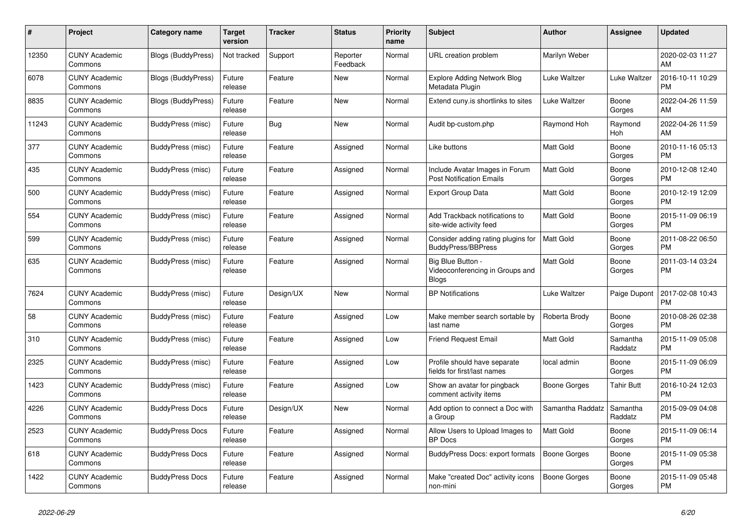| # | Project | Category name | Target version | Tracker | Status | Priority name | Subject | Author | Assignee | Updated |
|---|---|---|---|---|---|---|---|---|---|---|
| 12350 | CUNY Academic Commons | Blogs (BuddyPress) | Not tracked | Support | Reporter Feedback | Normal | URL creation problem | Marilyn Weber | | 2020-02-03 11:27 AM |
| 6078 | CUNY Academic Commons | Blogs (BuddyPress) | Future release | Feature | New | Normal | Explore Adding Network Blog Metadata Plugin | Luke Waltzer | Luke Waltzer | 2016-10-11 10:29 PM |
| 8835 | CUNY Academic Commons | Blogs (BuddyPress) | Future release | Feature | New | Normal | Extend cuny.is shortlinks to sites | Luke Waltzer | Boone Gorges | 2022-04-26 11:59 AM |
| 11243 | CUNY Academic Commons | BuddyPress (misc) | Future release | Bug | New | Normal | Audit bp-custom.php | Raymond Hoh | Raymond Hoh | 2022-04-26 11:59 AM |
| 377 | CUNY Academic Commons | BuddyPress (misc) | Future release | Feature | Assigned | Normal | Like buttons | Matt Gold | Boone Gorges | 2010-11-16 05:13 PM |
| 435 | CUNY Academic Commons | BuddyPress (misc) | Future release | Feature | Assigned | Normal | Include Avatar Images in Forum Post Notification Emails | Matt Gold | Boone Gorges | 2010-12-08 12:40 PM |
| 500 | CUNY Academic Commons | BuddyPress (misc) | Future release | Feature | Assigned | Normal | Export Group Data | Matt Gold | Boone Gorges | 2010-12-19 12:09 PM |
| 554 | CUNY Academic Commons | BuddyPress (misc) | Future release | Feature | Assigned | Normal | Add Trackback notifications to site-wide activity feed | Matt Gold | Boone Gorges | 2015-11-09 06:19 PM |
| 599 | CUNY Academic Commons | BuddyPress (misc) | Future release | Feature | Assigned | Normal | Consider adding rating plugins for BuddyPress/BBPress | Matt Gold | Boone Gorges | 2011-08-22 06:50 PM |
| 635 | CUNY Academic Commons | BuddyPress (misc) | Future release | Feature | Assigned | Normal | Big Blue Button - Videoconferencing in Groups and Blogs | Matt Gold | Boone Gorges | 2011-03-14 03:24 PM |
| 7624 | CUNY Academic Commons | BuddyPress (misc) | Future release | Design/UX | New | Normal | BP Notifications | Luke Waltzer | Paige Dupont | 2017-02-08 10:43 PM |
| 58 | CUNY Academic Commons | BuddyPress (misc) | Future release | Feature | Assigned | Low | Make member search sortable by last name | Roberta Brody | Boone Gorges | 2010-08-26 02:38 PM |
| 310 | CUNY Academic Commons | BuddyPress (misc) | Future release | Feature | Assigned | Low | Friend Request Email | Matt Gold | Samantha Raddatz | 2015-11-09 05:08 PM |
| 2325 | CUNY Academic Commons | BuddyPress (misc) | Future release | Feature | Assigned | Low | Profile should have separate fields for first/last names | local admin | Boone Gorges | 2015-11-09 06:09 PM |
| 1423 | CUNY Academic Commons | BuddyPress (misc) | Future release | Feature | Assigned | Low | Show an avatar for pingback comment activity items | Boone Gorges | Tahir Butt | 2016-10-24 12:03 PM |
| 4226 | CUNY Academic Commons | BuddyPress Docs | Future release | Design/UX | New | Normal | Add option to connect a Doc with a Group | Samantha Raddatz | Samantha Raddatz | 2015-09-09 04:08 PM |
| 2523 | CUNY Academic Commons | BuddyPress Docs | Future release | Feature | Assigned | Normal | Allow Users to Upload Images to BP Docs | Matt Gold | Boone Gorges | 2015-11-09 06:14 PM |
| 618 | CUNY Academic Commons | BuddyPress Docs | Future release | Feature | Assigned | Normal | BuddyPress Docs: export formats | Boone Gorges | Boone Gorges | 2015-11-09 05:38 PM |
| 1422 | CUNY Academic Commons | BuddyPress Docs | Future release | Feature | Assigned | Normal | Make "created Doc" activity icons non-mini | Boone Gorges | Boone Gorges | 2015-11-09 05:48 PM |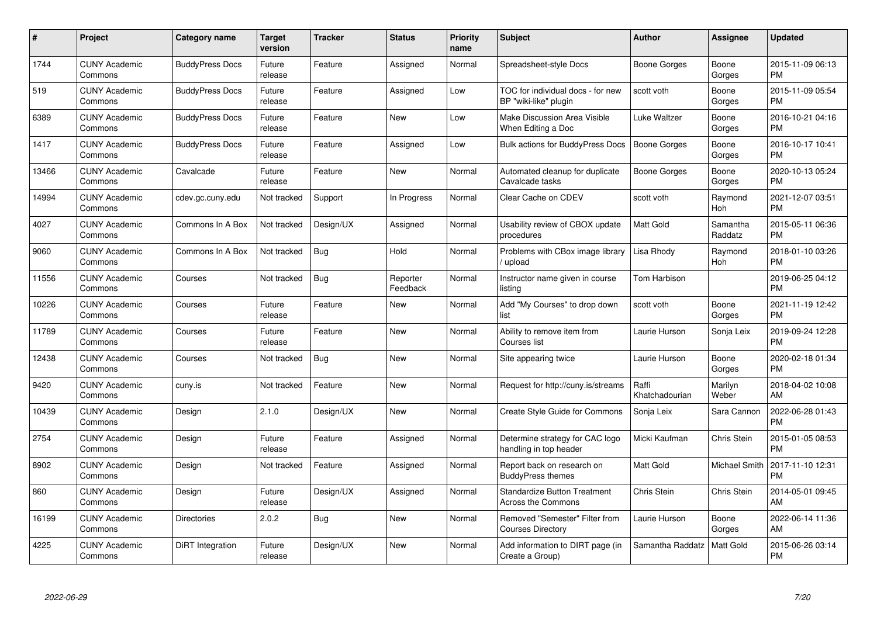| # | Project | Category name | Target version | Tracker | Status | Priority name | Subject | Author | Assignee | Updated |
|---|---|---|---|---|---|---|---|---|---|---|
| 1744 | CUNY Academic Commons | BuddyPress Docs | Future release | Feature | Assigned | Normal | Spreadsheet-style Docs | Boone Gorges | Boone Gorges | 2015-11-09 06:13 PM |
| 519 | CUNY Academic Commons | BuddyPress Docs | Future release | Feature | Assigned | Low | TOC for individual docs - for new BP "wiki-like" plugin | scott voth | Boone Gorges | 2015-11-09 05:54 PM |
| 6389 | CUNY Academic Commons | BuddyPress Docs | Future release | Feature | New | Low | Make Discussion Area Visible When Editing a Doc | Luke Waltzer | Boone Gorges | 2016-10-21 04:16 PM |
| 1417 | CUNY Academic Commons | BuddyPress Docs | Future release | Feature | Assigned | Low | Bulk actions for BuddyPress Docs | Boone Gorges | Boone Gorges | 2016-10-17 10:41 PM |
| 13466 | CUNY Academic Commons | Cavalcade | Future release | Feature | New | Normal | Automated cleanup for duplicate Cavalcade tasks | Boone Gorges | Boone Gorges | 2020-10-13 05:24 PM |
| 14994 | CUNY Academic Commons | cdev.gc.cuny.edu | Not tracked | Support | In Progress | Normal | Clear Cache on CDEV | scott voth | Raymond Hoh | 2021-12-07 03:51 PM |
| 4027 | CUNY Academic Commons | Commons In A Box | Not tracked | Design/UX | Assigned | Normal | Usability review of CBOX update procedures | Matt Gold | Samantha Raddatz | 2015-05-11 06:36 PM |
| 9060 | CUNY Academic Commons | Commons In A Box | Not tracked | Bug | Hold | Normal | Problems with CBox image library / upload | Lisa Rhody | Raymond Hoh | 2018-01-10 03:26 PM |
| 11556 | CUNY Academic Commons | Courses | Not tracked | Bug | Reporter Feedback | Normal | Instructor name given in course listing | Tom Harbison | | 2019-06-25 04:12 PM |
| 10226 | CUNY Academic Commons | Courses | Future release | Feature | New | Normal | Add "My Courses" to drop down list | scott voth | Boone Gorges | 2021-11-19 12:42 PM |
| 11789 | CUNY Academic Commons | Courses | Future release | Feature | New | Normal | Ability to remove item from Courses list | Laurie Hurson | Sonja Leix | 2019-09-24 12:28 PM |
| 12438 | CUNY Academic Commons | Courses | Not tracked | Bug | New | Normal | Site appearing twice | Laurie Hurson | Boone Gorges | 2020-02-18 01:34 PM |
| 9420 | CUNY Academic Commons | cuny.is | Not tracked | Feature | New | Normal | Request for http://cuny.is/streams | Raffi Khatchadourian | Marilyn Weber | 2018-04-02 10:08 AM |
| 10439 | CUNY Academic Commons | Design | 2.1.0 | Design/UX | New | Normal | Create Style Guide for Commons | Sonja Leix | Sara Cannon | 2022-06-28 01:43 PM |
| 2754 | CUNY Academic Commons | Design | Future release | Feature | Assigned | Normal | Determine strategy for CAC logo handling in top header | Micki Kaufman | Chris Stein | 2015-01-05 08:53 PM |
| 8902 | CUNY Academic Commons | Design | Not tracked | Feature | Assigned | Normal | Report back on research on BuddyPress themes | Matt Gold | Michael Smith | 2017-11-10 12:31 PM |
| 860 | CUNY Academic Commons | Design | Future release | Design/UX | Assigned | Normal | Standardize Button Treatment Across the Commons | Chris Stein | Chris Stein | 2014-05-01 09:45 AM |
| 16199 | CUNY Academic Commons | Directories | 2.0.2 | Bug | New | Normal | Removed "Semester" Filter from Courses Directory | Laurie Hurson | Boone Gorges | 2022-06-14 11:36 AM |
| 4225 | CUNY Academic Commons | DiRT Integration | Future release | Design/UX | New | Normal | Add information to DIRT page (in Create a Group) | Samantha Raddatz | Matt Gold | 2015-06-26 03:14 PM |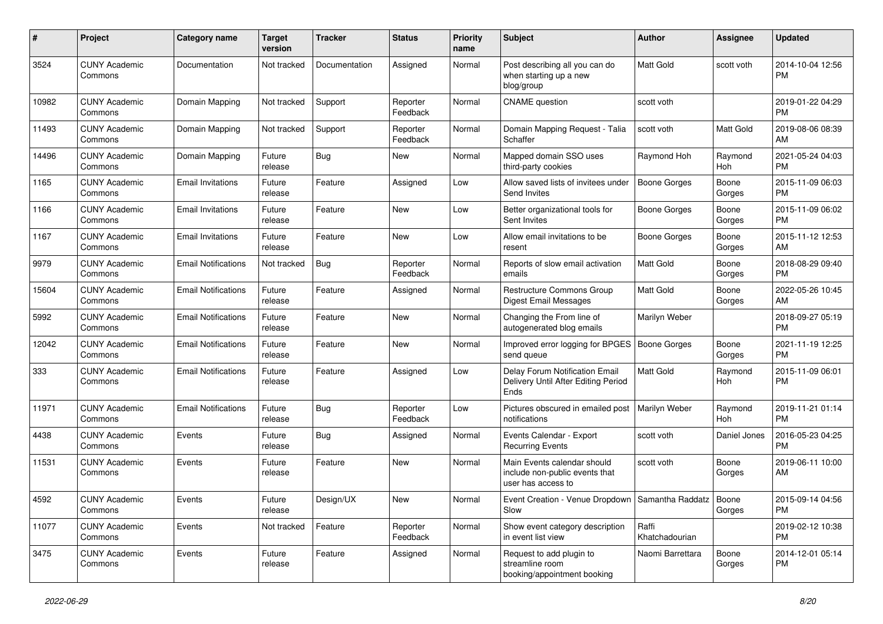| # | Project | Category name | Target version | Tracker | Status | Priority name | Subject | Author | Assignee | Updated |
|---|---|---|---|---|---|---|---|---|---|---|
| 3524 | CUNY Academic Commons | Documentation | Not tracked | Documentation | Assigned | Normal | Post describing all you can do when starting up a new blog/group | Matt Gold | scott voth | 2014-10-04 12:56 PM |
| 10982 | CUNY Academic Commons | Domain Mapping | Not tracked | Support | Reporter Feedback | Normal | CNAME question | scott voth | | 2019-01-22 04:29 PM |
| 11493 | CUNY Academic Commons | Domain Mapping | Not tracked | Support | Reporter Feedback | Normal | Domain Mapping Request - Talia Schaffer | scott voth | Matt Gold | 2019-08-06 08:39 AM |
| 14496 | CUNY Academic Commons | Domain Mapping | Future release | Bug | New | Normal | Mapped domain SSO uses third-party cookies | Raymond Hoh | Raymond Hoh | 2021-05-24 04:03 PM |
| 1165 | CUNY Academic Commons | Email Invitations | Future release | Feature | Assigned | Low | Allow saved lists of invitees under Send Invites | Boone Gorges | Boone Gorges | 2015-11-09 06:03 PM |
| 1166 | CUNY Academic Commons | Email Invitations | Future release | Feature | New | Low | Better organizational tools for Sent Invites | Boone Gorges | Boone Gorges | 2015-11-09 06:02 PM |
| 1167 | CUNY Academic Commons | Email Invitations | Future release | Feature | New | Low | Allow email invitations to be resent | Boone Gorges | Boone Gorges | 2015-11-12 12:53 AM |
| 9979 | CUNY Academic Commons | Email Notifications | Not tracked | Bug | Reporter Feedback | Normal | Reports of slow email activation emails | Matt Gold | Boone Gorges | 2018-08-29 09:40 PM |
| 15604 | CUNY Academic Commons | Email Notifications | Future release | Feature | Assigned | Normal | Restructure Commons Group Digest Email Messages | Matt Gold | Boone Gorges | 2022-05-26 10:45 AM |
| 5992 | CUNY Academic Commons | Email Notifications | Future release | Feature | New | Normal | Changing the From line of autogenerated blog emails | Marilyn Weber | | 2018-09-27 05:19 PM |
| 12042 | CUNY Academic Commons | Email Notifications | Future release | Feature | New | Normal | Improved error logging for BPGES send queue | Boone Gorges | Boone Gorges | 2021-11-19 12:25 PM |
| 333 | CUNY Academic Commons | Email Notifications | Future release | Feature | Assigned | Low | Delay Forum Notification Email Delivery Until After Editing Period Ends | Matt Gold | Raymond Hoh | 2015-11-09 06:01 PM |
| 11971 | CUNY Academic Commons | Email Notifications | Future release | Bug | Reporter Feedback | Low | Pictures obscured in emailed post notifications | Marilyn Weber | Raymond Hoh | 2019-11-21 01:14 PM |
| 4438 | CUNY Academic Commons | Events | Future release | Bug | Assigned | Normal | Events Calendar - Export Recurring Events | scott voth | Daniel Jones | 2016-05-23 04:25 PM |
| 11531 | CUNY Academic Commons | Events | Future release | Feature | New | Normal | Main Events calendar should include non-public events that user has access to | scott voth | Boone Gorges | 2019-06-11 10:00 AM |
| 4592 | CUNY Academic Commons | Events | Future release | Design/UX | New | Normal | Event Creation - Venue Dropdown Slow | Samantha Raddatz | Boone Gorges | 2015-09-14 04:56 PM |
| 11077 | CUNY Academic Commons | Events | Not tracked | Feature | Reporter Feedback | Normal | Show event category description in event list view | Raffi Khatchadourian | | 2019-02-12 10:38 PM |
| 3475 | CUNY Academic Commons | Events | Future release | Feature | Assigned | Normal | Request to add plugin to streamline room booking/appointment booking | Naomi Barrettara | Boone Gorges | 2014-12-01 05:14 PM |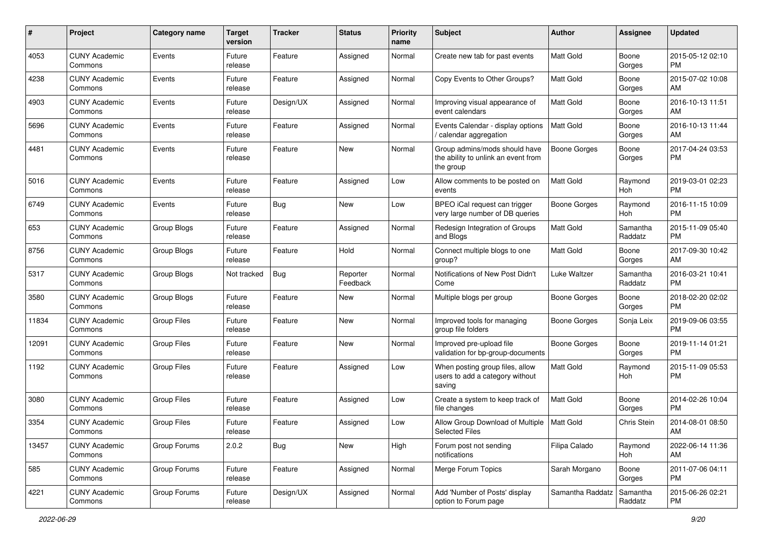| # | Project | Category name | Target version | Tracker | Status | Priority name | Subject | Author | Assignee | Updated |
|---|---|---|---|---|---|---|---|---|---|---|
| 4053 | CUNY Academic Commons | Events | Future release | Feature | Assigned | Normal | Create new tab for past events | Matt Gold | Boone Gorges | 2015-05-12 02:10 PM |
| 4238 | CUNY Academic Commons | Events | Future release | Feature | Assigned | Normal | Copy Events to Other Groups? | Matt Gold | Boone Gorges | 2015-07-02 10:08 AM |
| 4903 | CUNY Academic Commons | Events | Future release | Design/UX | Assigned | Normal | Improving visual appearance of event calendars | Matt Gold | Boone Gorges | 2016-10-13 11:51 AM |
| 5696 | CUNY Academic Commons | Events | Future release | Feature | Assigned | Normal | Events Calendar - display options / calendar aggregation | Matt Gold | Boone Gorges | 2016-10-13 11:44 AM |
| 4481 | CUNY Academic Commons | Events | Future release | Feature | New | Normal | Group admins/mods should have the ability to unlink an event from the group | Boone Gorges | Boone Gorges | 2017-04-24 03:53 PM |
| 5016 | CUNY Academic Commons | Events | Future release | Feature | Assigned | Low | Allow comments to be posted on events | Matt Gold | Raymond Hoh | 2019-03-01 02:23 PM |
| 6749 | CUNY Academic Commons | Events | Future release | Bug | New | Low | BPEO iCal request can trigger very large number of DB queries | Boone Gorges | Raymond Hoh | 2016-11-15 10:09 PM |
| 653 | CUNY Academic Commons | Group Blogs | Future release | Feature | Assigned | Normal | Redesign Integration of Groups and Blogs | Matt Gold | Samantha Raddatz | 2015-11-09 05:40 PM |
| 8756 | CUNY Academic Commons | Group Blogs | Future release | Feature | Hold | Normal | Connect multiple blogs to one group? | Matt Gold | Boone Gorges | 2017-09-30 10:42 AM |
| 5317 | CUNY Academic Commons | Group Blogs | Not tracked | Bug | Reporter Feedback | Normal | Notifications of New Post Didn't Come | Luke Waltzer | Samantha Raddatz | 2016-03-21 10:41 PM |
| 3580 | CUNY Academic Commons | Group Blogs | Future release | Feature | New | Normal | Multiple blogs per group | Boone Gorges | Boone Gorges | 2018-02-20 02:02 PM |
| 11834 | CUNY Academic Commons | Group Files | Future release | Feature | New | Normal | Improved tools for managing group file folders | Boone Gorges | Sonja Leix | 2019-09-06 03:55 PM |
| 12091 | CUNY Academic Commons | Group Files | Future release | Feature | New | Normal | Improved pre-upload file validation for bp-group-documents | Boone Gorges | Boone Gorges | 2019-11-14 01:21 PM |
| 1192 | CUNY Academic Commons | Group Files | Future release | Feature | Assigned | Low | When posting group files, allow users to add a category without saving | Matt Gold | Raymond Hoh | 2015-11-09 05:53 PM |
| 3080 | CUNY Academic Commons | Group Files | Future release | Feature | Assigned | Low | Create a system to keep track of file changes | Matt Gold | Boone Gorges | 2014-02-26 10:04 PM |
| 3354 | CUNY Academic Commons | Group Files | Future release | Feature | Assigned | Low | Allow Group Download of Multiple Selected Files | Matt Gold | Chris Stein | 2014-08-01 08:50 AM |
| 13457 | CUNY Academic Commons | Group Forums | 2.0.2 | Bug | New | High | Forum post not sending notifications | Filipa Calado | Raymond Hoh | 2022-06-14 11:36 AM |
| 585 | CUNY Academic Commons | Group Forums | Future release | Feature | Assigned | Normal | Merge Forum Topics | Sarah Morgano | Boone Gorges | 2011-07-06 04:11 PM |
| 4221 | CUNY Academic Commons | Group Forums | Future release | Design/UX | Assigned | Normal | Add 'Number of Posts' display option to Forum page | Samantha Raddatz | Samantha Raddatz | 2015-06-26 02:21 PM |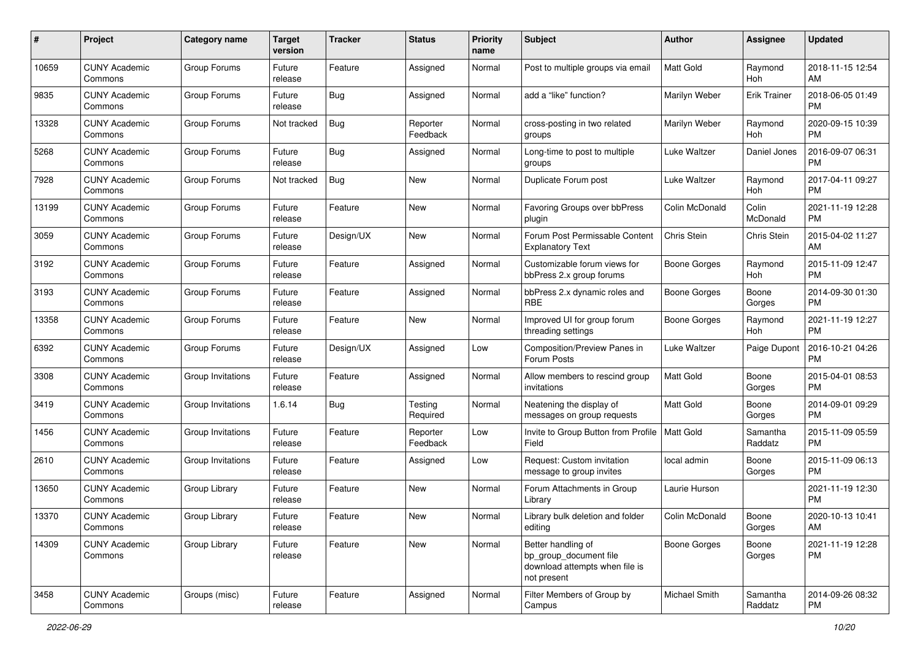| # | Project | Category name | Target version | Tracker | Status | Priority name | Subject | Author | Assignee | Updated |
|---|---|---|---|---|---|---|---|---|---|---|
| 10659 | CUNY Academic Commons | Group Forums | Future release | Feature | Assigned | Normal | Post to multiple groups via email | Matt Gold | Raymond Hoh | 2018-11-15 12:54 AM |
| 9835 | CUNY Academic Commons | Group Forums | Future release | Bug | Assigned | Normal | add a “like” function? | Marilyn Weber | Erik Trainer | 2018-06-05 01:49 PM |
| 13328 | CUNY Academic Commons | Group Forums | Not tracked | Bug | Reporter Feedback | Normal | cross-posting in two related groups | Marilyn Weber | Raymond Hoh | 2020-09-15 10:39 PM |
| 5268 | CUNY Academic Commons | Group Forums | Future release | Bug | Assigned | Normal | Long-time to post to multiple groups | Luke Waltzer | Daniel Jones | 2016-09-07 06:31 PM |
| 7928 | CUNY Academic Commons | Group Forums | Not tracked | Bug | New | Normal | Duplicate Forum post | Luke Waltzer | Raymond Hoh | 2017-04-11 09:27 PM |
| 13199 | CUNY Academic Commons | Group Forums | Future release | Feature | New | Normal | Favoring Groups over bbPress plugin | Colin McDonald | Colin McDonald | 2021-11-19 12:28 PM |
| 3059 | CUNY Academic Commons | Group Forums | Future release | Design/UX | New | Normal | Forum Post Permissable Content Explanatory Text | Chris Stein | Chris Stein | 2015-04-02 11:27 AM |
| 3192 | CUNY Academic Commons | Group Forums | Future release | Feature | Assigned | Normal | Customizable forum views for bbPress 2.x group forums | Boone Gorges | Raymond Hoh | 2015-11-09 12:47 PM |
| 3193 | CUNY Academic Commons | Group Forums | Future release | Feature | Assigned | Normal | bbPress 2.x dynamic roles and RBE | Boone Gorges | Boone Gorges | 2014-09-30 01:30 PM |
| 13358 | CUNY Academic Commons | Group Forums | Future release | Feature | New | Normal | Improved UI for group forum threading settings | Boone Gorges | Raymond Hoh | 2021-11-19 12:27 PM |
| 6392 | CUNY Academic Commons | Group Forums | Future release | Design/UX | Assigned | Low | Composition/Preview Panes in Forum Posts | Luke Waltzer | Paige Dupont | 2016-10-21 04:26 PM |
| 3308 | CUNY Academic Commons | Group Invitations | Future release | Feature | Assigned | Normal | Allow members to rescind group invitations | Matt Gold | Boone Gorges | 2015-04-01 08:53 PM |
| 3419 | CUNY Academic Commons | Group Invitations | 1.6.14 | Bug | Testing Required | Normal | Neatening the display of messages on group requests | Matt Gold | Boone Gorges | 2014-09-01 09:29 PM |
| 1456 | CUNY Academic Commons | Group Invitations | Future release | Feature | Reporter Feedback | Low | Invite to Group Button from Profile Field | Matt Gold | Samantha Raddatz | 2015-11-09 05:59 PM |
| 2610 | CUNY Academic Commons | Group Invitations | Future release | Feature | Assigned | Low | Request: Custom invitation message to group invites | local admin | Boone Gorges | 2015-11-09 06:13 PM |
| 13650 | CUNY Academic Commons | Group Library | Future release | Feature | New | Normal | Forum Attachments in Group Library | Laurie Hurson | | 2021-11-19 12:30 PM |
| 13370 | CUNY Academic Commons | Group Library | Future release | Feature | New | Normal | Library bulk deletion and folder editing | Colin McDonald | Boone Gorges | 2020-10-13 10:41 AM |
| 14309 | CUNY Academic Commons | Group Library | Future release | Feature | New | Normal | Better handling of bp_group_document file download attempts when file is not present | Boone Gorges | Boone Gorges | 2021-11-19 12:28 PM |
| 3458 | CUNY Academic Commons | Groups (misc) | Future release | Feature | Assigned | Normal | Filter Members of Group by Campus | Michael Smith | Samantha Raddatz | 2014-09-26 08:32 PM |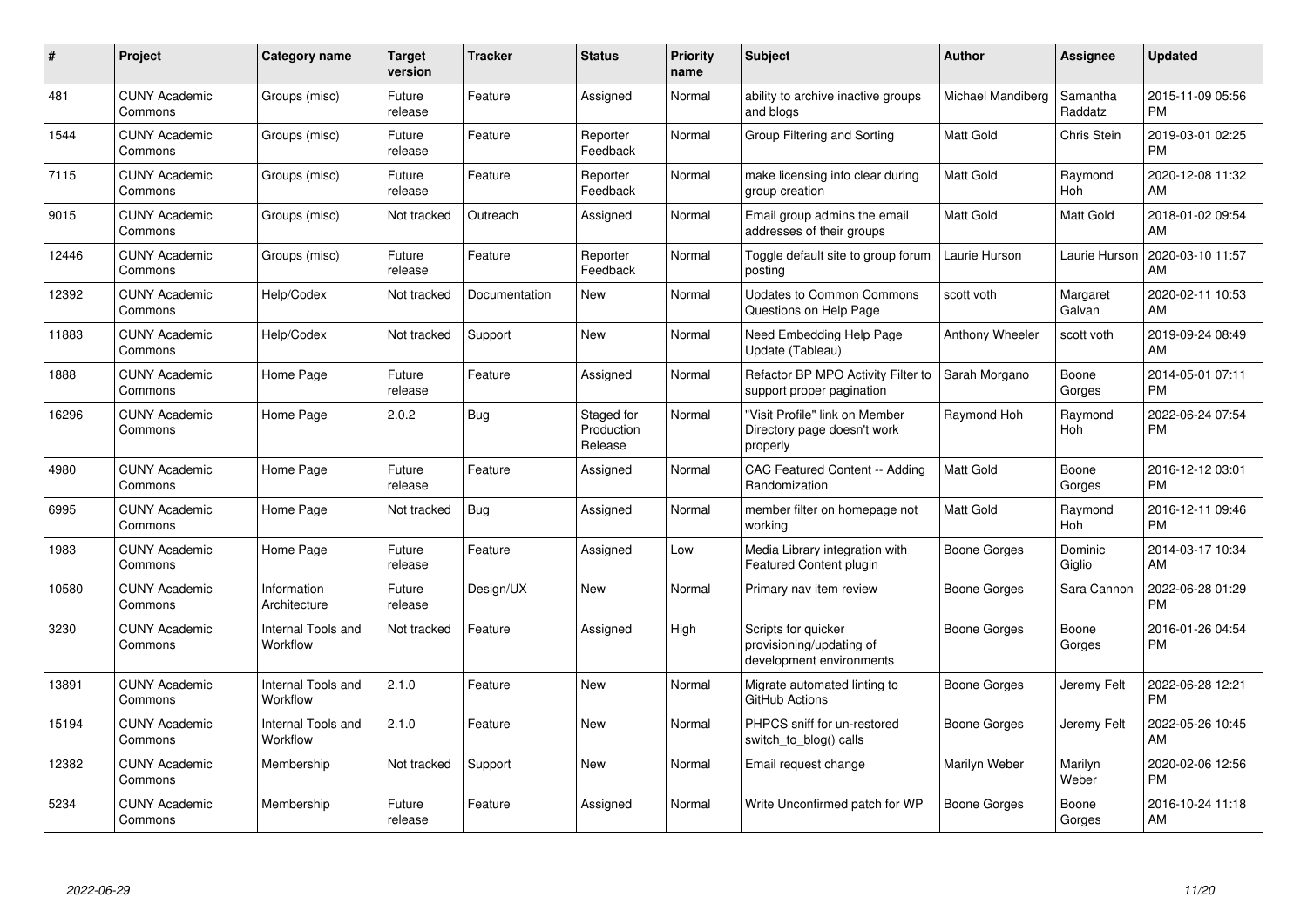| # | Project | Category name | Target version | Tracker | Status | Priority name | Subject | Author | Assignee | Updated |
|---|---|---|---|---|---|---|---|---|---|---|
| 481 | CUNY Academic Commons | Groups (misc) | Future release | Feature | Assigned | Normal | ability to archive inactive groups and blogs | Michael Mandiberg | Samantha Raddatz | 2015-11-09 05:56 PM |
| 1544 | CUNY Academic Commons | Groups (misc) | Future release | Feature | Reporter Feedback | Normal | Group Filtering and Sorting | Matt Gold | Chris Stein | 2019-03-01 02:25 PM |
| 7115 | CUNY Academic Commons | Groups (misc) | Future release | Feature | Reporter Feedback | Normal | make licensing info clear during group creation | Matt Gold | Raymond Hoh | 2020-12-08 11:32 AM |
| 9015 | CUNY Academic Commons | Groups (misc) | Not tracked | Outreach | Assigned | Normal | Email group admins the email addresses of their groups | Matt Gold | Matt Gold | 2018-01-02 09:54 AM |
| 12446 | CUNY Academic Commons | Groups (misc) | Future release | Feature | Reporter Feedback | Normal | Toggle default site to group forum posting | Laurie Hurson | Laurie Hurson | 2020-03-10 11:57 AM |
| 12392 | CUNY Academic Commons | Help/Codex | Not tracked | Documentation | New | Normal | Updates to Common Commons Questions on Help Page | scott voth | Margaret Galvan | 2020-02-11 10:53 AM |
| 11883 | CUNY Academic Commons | Help/Codex | Not tracked | Support | New | Normal | Need Embedding Help Page Update (Tableau) | Anthony Wheeler | scott voth | 2019-09-24 08:49 AM |
| 1888 | CUNY Academic Commons | Home Page | Future release | Feature | Assigned | Normal | Refactor BP MPO Activity Filter to support proper pagination | Sarah Morgano | Boone Gorges | 2014-05-01 07:11 PM |
| 16296 | CUNY Academic Commons | Home Page | 2.0.2 | Bug | Staged for Production Release | Normal | "Visit Profile" link on Member Directory page doesn't work properly | Raymond Hoh | Raymond Hoh | 2022-06-24 07:54 PM |
| 4980 | CUNY Academic Commons | Home Page | Future release | Feature | Assigned | Normal | CAC Featured Content -- Adding Randomization | Matt Gold | Boone Gorges | 2016-12-12 03:01 PM |
| 6995 | CUNY Academic Commons | Home Page | Not tracked | Bug | Assigned | Normal | member filter on homepage not working | Matt Gold | Raymond Hoh | 2016-12-11 09:46 PM |
| 1983 | CUNY Academic Commons | Home Page | Future release | Feature | Assigned | Low | Media Library integration with Featured Content plugin | Boone Gorges | Dominic Giglio | 2014-03-17 10:34 AM |
| 10580 | CUNY Academic Commons | Information Architecture | Future release | Design/UX | New | Normal | Primary nav item review | Boone Gorges | Sara Cannon | 2022-06-28 01:29 PM |
| 3230 | CUNY Academic Commons | Internal Tools and Workflow | Not tracked | Feature | Assigned | High | Scripts for quicker provisioning/updating of development environments | Boone Gorges | Boone Gorges | 2016-01-26 04:54 PM |
| 13891 | CUNY Academic Commons | Internal Tools and Workflow | 2.1.0 | Feature | New | Normal | Migrate automated linting to GitHub Actions | Boone Gorges | Jeremy Felt | 2022-06-28 12:21 PM |
| 15194 | CUNY Academic Commons | Internal Tools and Workflow | 2.1.0 | Feature | New | Normal | PHPCS sniff for un-restored switch_to_blog() calls | Boone Gorges | Jeremy Felt | 2022-05-26 10:45 AM |
| 12382 | CUNY Academic Commons | Membership | Not tracked | Support | New | Normal | Email request change | Marilyn Weber | Marilyn Weber | 2020-02-06 12:56 PM |
| 5234 | CUNY Academic Commons | Membership | Future release | Feature | Assigned | Normal | Write Unconfirmed patch for WP | Boone Gorges | Boone Gorges | 2016-10-24 11:18 AM |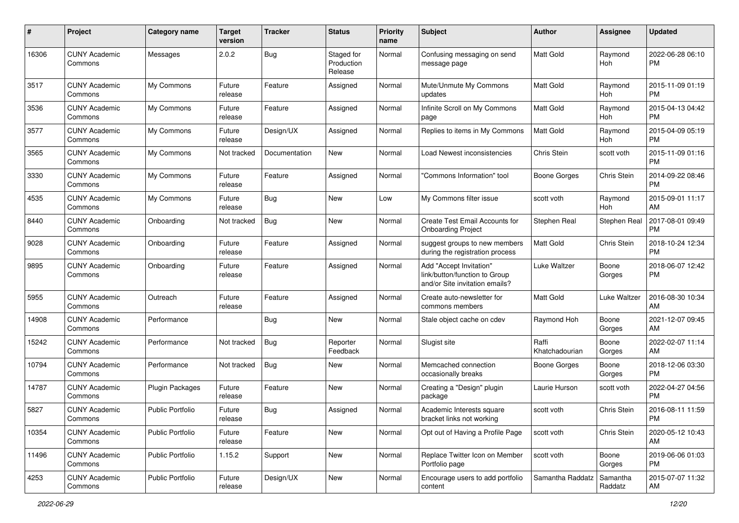| # | Project | Category name | Target version | Tracker | Status | Priority name | Subject | Author | Assignee | Updated |
|---|---|---|---|---|---|---|---|---|---|---|
| 16306 | CUNY Academic Commons | Messages | 2.0.2 | Bug | Staged for Production Release | Normal | Confusing messaging on send message page | Matt Gold | Raymond Hoh | 2022-06-28 06:10 PM |
| 3517 | CUNY Academic Commons | My Commons | Future release | Feature | Assigned | Normal | Mute/Unmute My Commons updates | Matt Gold | Raymond Hoh | 2015-11-09 01:19 PM |
| 3536 | CUNY Academic Commons | My Commons | Future release | Feature | Assigned | Normal | Infinite Scroll on My Commons page | Matt Gold | Raymond Hoh | 2015-04-13 04:42 PM |
| 3577 | CUNY Academic Commons | My Commons | Future release | Design/UX | Assigned | Normal | Replies to items in My Commons | Matt Gold | Raymond Hoh | 2015-04-09 05:19 PM |
| 3565 | CUNY Academic Commons | My Commons | Not tracked | Documentation | New | Normal | Load Newest inconsistencies | Chris Stein | scott voth | 2015-11-09 01:16 PM |
| 3330 | CUNY Academic Commons | My Commons | Future release | Feature | Assigned | Normal | "Commons Information" tool | Boone Gorges | Chris Stein | 2014-09-22 08:46 PM |
| 4535 | CUNY Academic Commons | My Commons | Future release | Bug | New | Low | My Commons filter issue | scott voth | Raymond Hoh | 2015-09-01 11:17 AM |
| 8440 | CUNY Academic Commons | Onboarding | Not tracked | Bug | New | Normal | Create Test Email Accounts for Onboarding Project | Stephen Real | Stephen Real | 2017-08-01 09:49 PM |
| 9028 | CUNY Academic Commons | Onboarding | Future release | Feature | Assigned | Normal | suggest groups to new members during the registration process | Matt Gold | Chris Stein | 2018-10-24 12:34 PM |
| 9895 | CUNY Academic Commons | Onboarding | Future release | Feature | Assigned | Normal | Add "Accept Invitation" link/button/function to Group and/or Site invitation emails? | Luke Waltzer | Boone Gorges | 2018-06-07 12:42 PM |
| 5955 | CUNY Academic Commons | Outreach | Future release | Feature | Assigned | Normal | Create auto-newsletter for commons members | Matt Gold | Luke Waltzer | 2016-08-30 10:34 AM |
| 14908 | CUNY Academic Commons | Performance | | Bug | New | Normal | Stale object cache on cdev | Raymond Hoh | Boone Gorges | 2021-12-07 09:45 AM |
| 15242 | CUNY Academic Commons | Performance | Not tracked | Bug | Reporter Feedback | Normal | Slugist site | Raffi Khatchadourian | Boone Gorges | 2022-02-07 11:14 AM |
| 10794 | CUNY Academic Commons | Performance | Not tracked | Bug | New | Normal | Memcached connection occasionally breaks | Boone Gorges | Boone Gorges | 2018-12-06 03:30 PM |
| 14787 | CUNY Academic Commons | Plugin Packages | Future release | Feature | New | Normal | Creating a "Design" plugin package | Laurie Hurson | scott voth | 2022-04-27 04:56 PM |
| 5827 | CUNY Academic Commons | Public Portfolio | Future release | Bug | Assigned | Normal | Academic Interests square bracket links not working | scott voth | Chris Stein | 2016-08-11 11:59 PM |
| 10354 | CUNY Academic Commons | Public Portfolio | Future release | Feature | New | Normal | Opt out of Having a Profile Page | scott voth | Chris Stein | 2020-05-12 10:43 AM |
| 11496 | CUNY Academic Commons | Public Portfolio | 1.15.2 | Support | New | Normal | Replace Twitter Icon on Member Portfolio page | scott voth | Boone Gorges | 2019-06-06 01:03 PM |
| 4253 | CUNY Academic Commons | Public Portfolio | Future release | Design/UX | New | Normal | Encourage users to add portfolio content | Samantha Raddatz | Samantha Raddatz | 2015-07-07 11:32 AM |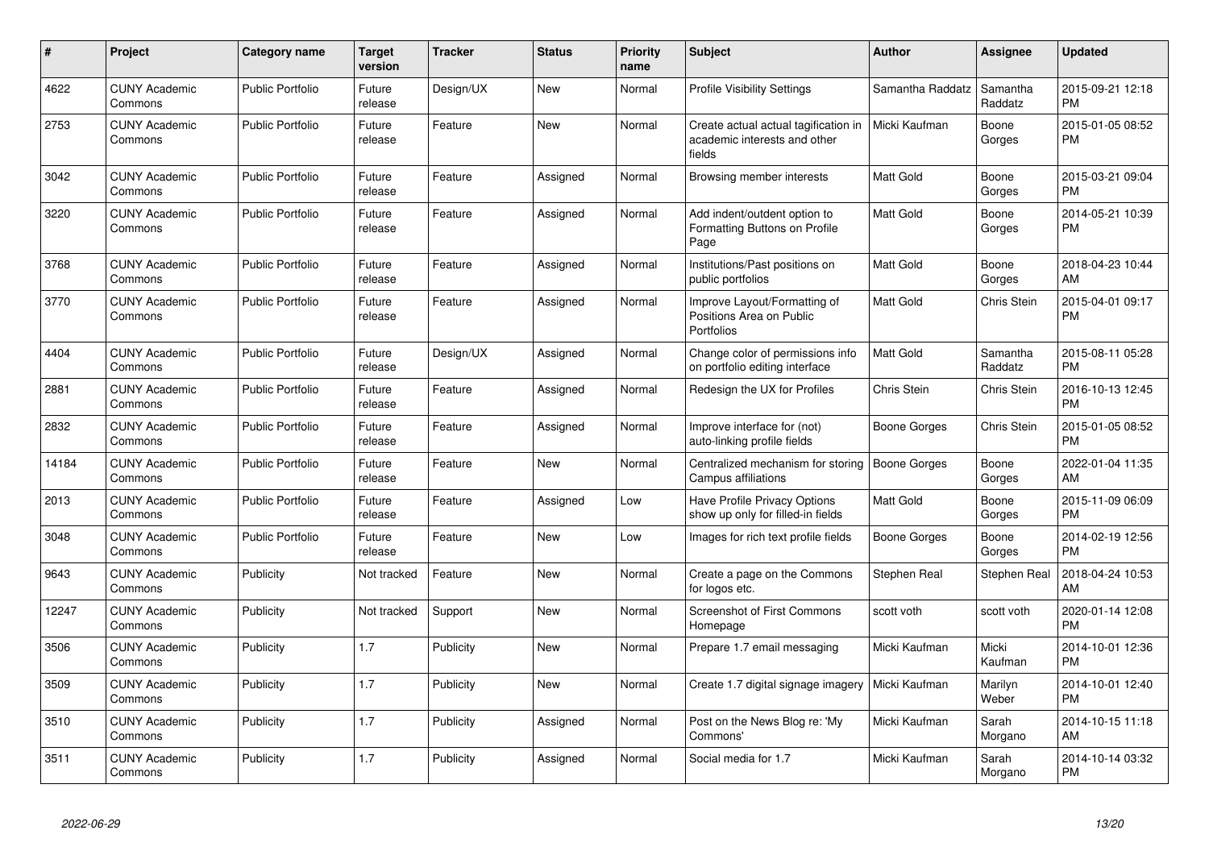| # | Project | Category name | Target version | Tracker | Status | Priority name | Subject | Author | Assignee | Updated |
|---|---|---|---|---|---|---|---|---|---|---|
| 4622 | CUNY Academic Commons | Public Portfolio | Future release | Design/UX | New | Normal | Profile Visibility Settings | Samantha Raddatz | Samantha Raddatz | 2015-09-21 12:18 PM |
| 2753 | CUNY Academic Commons | Public Portfolio | Future release | Feature | New | Normal | Create actual actual tagification in academic interests and other fields | Micki Kaufman | Boone Gorges | 2015-01-05 08:52 PM |
| 3042 | CUNY Academic Commons | Public Portfolio | Future release | Feature | Assigned | Normal | Browsing member interests | Matt Gold | Boone Gorges | 2015-03-21 09:04 PM |
| 3220 | CUNY Academic Commons | Public Portfolio | Future release | Feature | Assigned | Normal | Add indent/outdent option to Formatting Buttons on Profile Page | Matt Gold | Boone Gorges | 2014-05-21 10:39 PM |
| 3768 | CUNY Academic Commons | Public Portfolio | Future release | Feature | Assigned | Normal | Institutions/Past positions on public portfolios | Matt Gold | Boone Gorges | 2018-04-23 10:44 AM |
| 3770 | CUNY Academic Commons | Public Portfolio | Future release | Feature | Assigned | Normal | Improve Layout/Formatting of Positions Area on Public Portfolios | Matt Gold | Chris Stein | 2015-04-01 09:17 PM |
| 4404 | CUNY Academic Commons | Public Portfolio | Future release | Design/UX | Assigned | Normal | Change color of permissions info on portfolio editing interface | Matt Gold | Samantha Raddatz | 2015-08-11 05:28 PM |
| 2881 | CUNY Academic Commons | Public Portfolio | Future release | Feature | Assigned | Normal | Redesign the UX for Profiles | Chris Stein | Chris Stein | 2016-10-13 12:45 PM |
| 2832 | CUNY Academic Commons | Public Portfolio | Future release | Feature | Assigned | Normal | Improve interface for (not) auto-linking profile fields | Boone Gorges | Chris Stein | 2015-01-05 08:52 PM |
| 14184 | CUNY Academic Commons | Public Portfolio | Future release | Feature | New | Normal | Centralized mechanism for storing Campus affiliations | Boone Gorges | Boone Gorges | 2022-01-04 11:35 AM |
| 2013 | CUNY Academic Commons | Public Portfolio | Future release | Feature | Assigned | Low | Have Profile Privacy Options show up only for filled-in fields | Matt Gold | Boone Gorges | 2015-11-09 06:09 PM |
| 3048 | CUNY Academic Commons | Public Portfolio | Future release | Feature | New | Low | Images for rich text profile fields | Boone Gorges | Boone Gorges | 2014-02-19 12:56 PM |
| 9643 | CUNY Academic Commons | Publicity | Not tracked | Feature | New | Normal | Create a page on the Commons for logos etc. | Stephen Real | Stephen Real | 2018-04-24 10:53 AM |
| 12247 | CUNY Academic Commons | Publicity | Not tracked | Support | New | Normal | Screenshot of First Commons Homepage | scott voth | scott voth | 2020-01-14 12:08 PM |
| 3506 | CUNY Academic Commons | Publicity | 1.7 | Publicity | New | Normal | Prepare 1.7 email messaging | Micki Kaufman | Micki Kaufman | 2014-10-01 12:36 PM |
| 3509 | CUNY Academic Commons | Publicity | 1.7 | Publicity | New | Normal | Create 1.7 digital signage imagery | Micki Kaufman | Marilyn Weber | 2014-10-01 12:40 PM |
| 3510 | CUNY Academic Commons | Publicity | 1.7 | Publicity | Assigned | Normal | Post on the News Blog re: 'My Commons' | Micki Kaufman | Sarah Morgano | 2014-10-15 11:18 AM |
| 3511 | CUNY Academic Commons | Publicity | 1.7 | Publicity | Assigned | Normal | Social media for 1.7 | Micki Kaufman | Sarah Morgano | 2014-10-14 03:32 PM |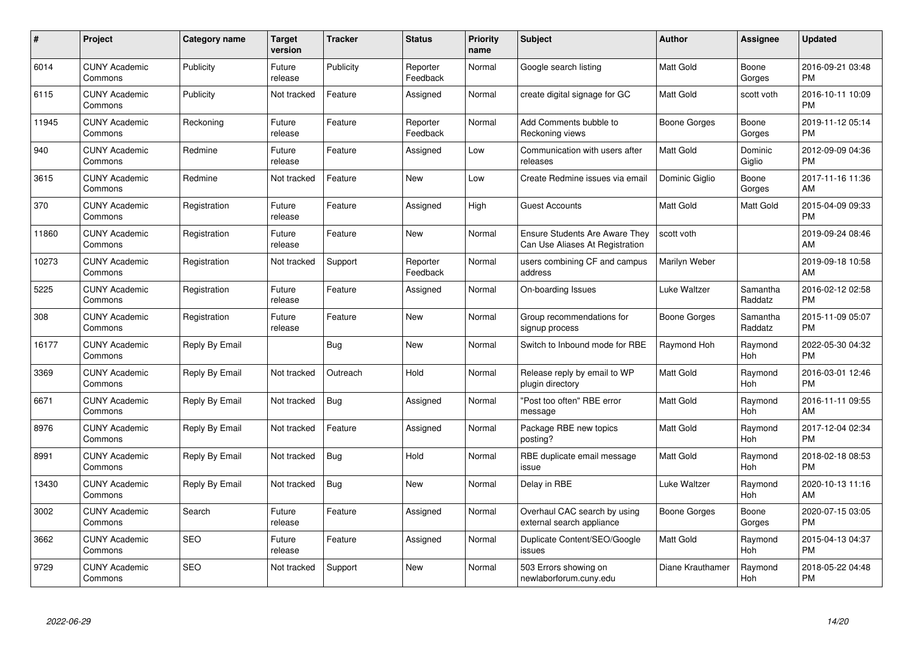| # | Project | Category name | Target version | Tracker | Status | Priority name | Subject | Author | Assignee | Updated |
|---|---|---|---|---|---|---|---|---|---|---|
| 6014 | CUNY Academic Commons | Publicity | Future release | Publicity | Reporter Feedback | Normal | Google search listing | Matt Gold | Boone Gorges | 2016-09-21 03:48 PM |
| 6115 | CUNY Academic Commons | Publicity | Not tracked | Feature | Assigned | Normal | create digital signage for GC | Matt Gold | scott voth | 2016-10-11 10:09 PM |
| 11945 | CUNY Academic Commons | Reckoning | Future release | Feature | Reporter Feedback | Normal | Add Comments bubble to Reckoning views | Boone Gorges | Boone Gorges | 2019-11-12 05:14 PM |
| 940 | CUNY Academic Commons | Redmine | Future release | Feature | Assigned | Low | Communication with users after releases | Matt Gold | Dominic Giglio | 2012-09-09 04:36 PM |
| 3615 | CUNY Academic Commons | Redmine | Not tracked | Feature | New | Low | Create Redmine issues via email | Dominic Giglio | Boone Gorges | 2017-11-16 11:36 AM |
| 370 | CUNY Academic Commons | Registration | Future release | Feature | Assigned | High | Guest Accounts | Matt Gold | Matt Gold | 2015-04-09 09:33 PM |
| 11860 | CUNY Academic Commons | Registration | Future release | Feature | New | Normal | Ensure Students Are Aware They Can Use Aliases At Registration | scott voth | | 2019-09-24 08:46 AM |
| 10273 | CUNY Academic Commons | Registration | Not tracked | Support | Reporter Feedback | Normal | users combining CF and campus address | Marilyn Weber | | 2019-09-18 10:58 AM |
| 5225 | CUNY Academic Commons | Registration | Future release | Feature | Assigned | Normal | On-boarding Issues | Luke Waltzer | Samantha Raddatz | 2016-02-12 02:58 PM |
| 308 | CUNY Academic Commons | Registration | Future release | Feature | New | Normal | Group recommendations for signup process | Boone Gorges | Samantha Raddatz | 2015-11-09 05:07 PM |
| 16177 | CUNY Academic Commons | Reply By Email | | Bug | New | Normal | Switch to Inbound mode for RBE | Raymond Hoh | Raymond Hoh | 2022-05-30 04:32 PM |
| 3369 | CUNY Academic Commons | Reply By Email | Not tracked | Outreach | Hold | Normal | Release reply by email to WP plugin directory | Matt Gold | Raymond Hoh | 2016-03-01 12:46 PM |
| 6671 | CUNY Academic Commons | Reply By Email | Not tracked | Bug | Assigned | Normal | "Post too often" RBE error message | Matt Gold | Raymond Hoh | 2016-11-11 09:55 AM |
| 8976 | CUNY Academic Commons | Reply By Email | Not tracked | Feature | Assigned | Normal | Package RBE new topics posting? | Matt Gold | Raymond Hoh | 2017-12-04 02:34 PM |
| 8991 | CUNY Academic Commons | Reply By Email | Not tracked | Bug | Hold | Normal | RBE duplicate email message issue | Matt Gold | Raymond Hoh | 2018-02-18 08:53 PM |
| 13430 | CUNY Academic Commons | Reply By Email | Not tracked | Bug | New | Normal | Delay in RBE | Luke Waltzer | Raymond Hoh | 2020-10-13 11:16 AM |
| 3002 | CUNY Academic Commons | Search | Future release | Feature | Assigned | Normal | Overhaul CAC search by using external search appliance | Boone Gorges | Boone Gorges | 2020-07-15 03:05 PM |
| 3662 | CUNY Academic Commons | SEO | Future release | Feature | Assigned | Normal | Duplicate Content/SEO/Google issues | Matt Gold | Raymond Hoh | 2015-04-13 04:37 PM |
| 9729 | CUNY Academic Commons | SEO | Not tracked | Support | New | Normal | 503 Errors showing on newlaborforum.cuny.edu | Diane Krauthamer | Raymond Hoh | 2018-05-22 04:48 PM |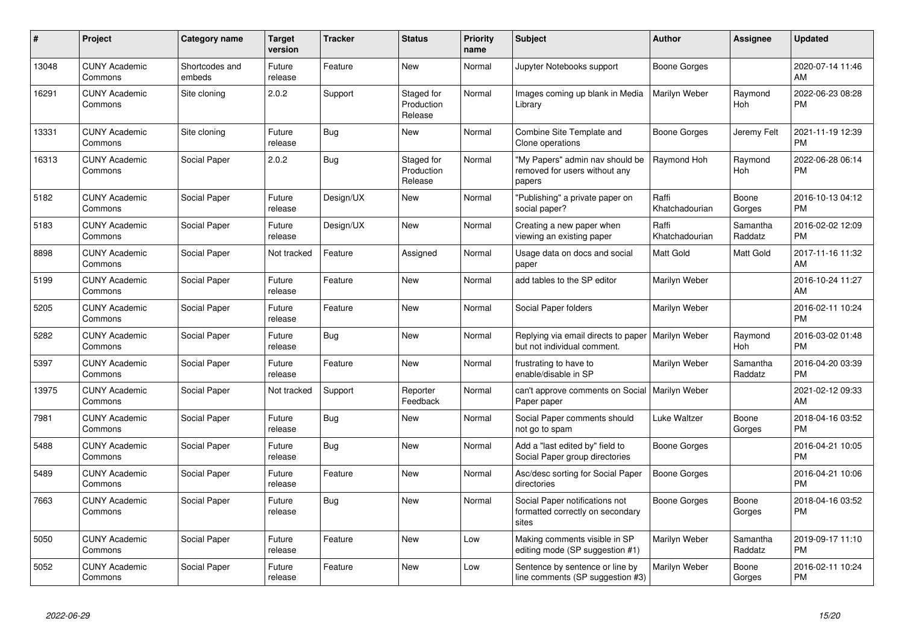| # | Project | Category name | Target version | Tracker | Status | Priority name | Subject | Author | Assignee | Updated |
|---|---|---|---|---|---|---|---|---|---|---|
| 13048 | CUNY Academic Commons | Shortcodes and embeds | Future release | Feature | New | Normal | Jupyter Notebooks support | Boone Gorges | | 2020-07-14 11:46 AM |
| 16291 | CUNY Academic Commons | Site cloning | 2.0.2 | Support | Staged for Production Release | Normal | Images coming up blank in Media Library | Marilyn Weber | Raymond Hoh | 2022-06-23 08:28 PM |
| 13331 | CUNY Academic Commons | Site cloning | Future release | Bug | New | Normal | Combine Site Template and Clone operations | Boone Gorges | Jeremy Felt | 2021-11-19 12:39 PM |
| 16313 | CUNY Academic Commons | Social Paper | 2.0.2 | Bug | Staged for Production Release | Normal | "My Papers" admin nav should be removed for users without any papers | Raymond Hoh | Raymond Hoh | 2022-06-28 06:14 PM |
| 5182 | CUNY Academic Commons | Social Paper | Future release | Design/UX | New | Normal | "Publishing" a private paper on social paper? | Raffi Khatchadourian | Boone Gorges | 2016-10-13 04:12 PM |
| 5183 | CUNY Academic Commons | Social Paper | Future release | Design/UX | New | Normal | Creating a new paper when viewing an existing paper | Raffi Khatchadourian | Samantha Raddatz | 2016-02-02 12:09 PM |
| 8898 | CUNY Academic Commons | Social Paper | Not tracked | Feature | Assigned | Normal | Usage data on docs and social paper | Matt Gold | Matt Gold | 2017-11-16 11:32 AM |
| 5199 | CUNY Academic Commons | Social Paper | Future release | Feature | New | Normal | add tables to the SP editor | Marilyn Weber | | 2016-10-24 11:27 AM |
| 5205 | CUNY Academic Commons | Social Paper | Future release | Feature | New | Normal | Social Paper folders | Marilyn Weber | | 2016-02-11 10:24 PM |
| 5282 | CUNY Academic Commons | Social Paper | Future release | Bug | New | Normal | Replying via email directs to paper but not individual comment. | Marilyn Weber | Raymond Hoh | 2016-03-02 01:48 PM |
| 5397 | CUNY Academic Commons | Social Paper | Future release | Feature | New | Normal | frustrating to have to enable/disable in SP | Marilyn Weber | Samantha Raddatz | 2016-04-20 03:39 PM |
| 13975 | CUNY Academic Commons | Social Paper | Not tracked | Support | Reporter Feedback | Normal | can't approve comments on Social Paper paper | Marilyn Weber | | 2021-02-12 09:33 AM |
| 7981 | CUNY Academic Commons | Social Paper | Future release | Bug | New | Normal | Social Paper comments should not go to spam | Luke Waltzer | Boone Gorges | 2018-04-16 03:52 PM |
| 5488 | CUNY Academic Commons | Social Paper | Future release | Bug | New | Normal | Add a "last edited by" field to Social Paper group directories | Boone Gorges | | 2016-04-21 10:05 PM |
| 5489 | CUNY Academic Commons | Social Paper | Future release | Feature | New | Normal | Asc/desc sorting for Social Paper directories | Boone Gorges | | 2016-04-21 10:06 PM |
| 7663 | CUNY Academic Commons | Social Paper | Future release | Bug | New | Normal | Social Paper notifications not formatted correctly on secondary sites | Boone Gorges | Boone Gorges | 2018-04-16 03:52 PM |
| 5050 | CUNY Academic Commons | Social Paper | Future release | Feature | New | Low | Making comments visible in SP editing mode (SP suggestion #1) | Marilyn Weber | Samantha Raddatz | 2019-09-17 11:10 PM |
| 5052 | CUNY Academic Commons | Social Paper | Future release | Feature | New | Low | Sentence by sentence or line by line comments (SP suggestion #3) | Marilyn Weber | Boone Gorges | 2016-02-11 10:24 PM |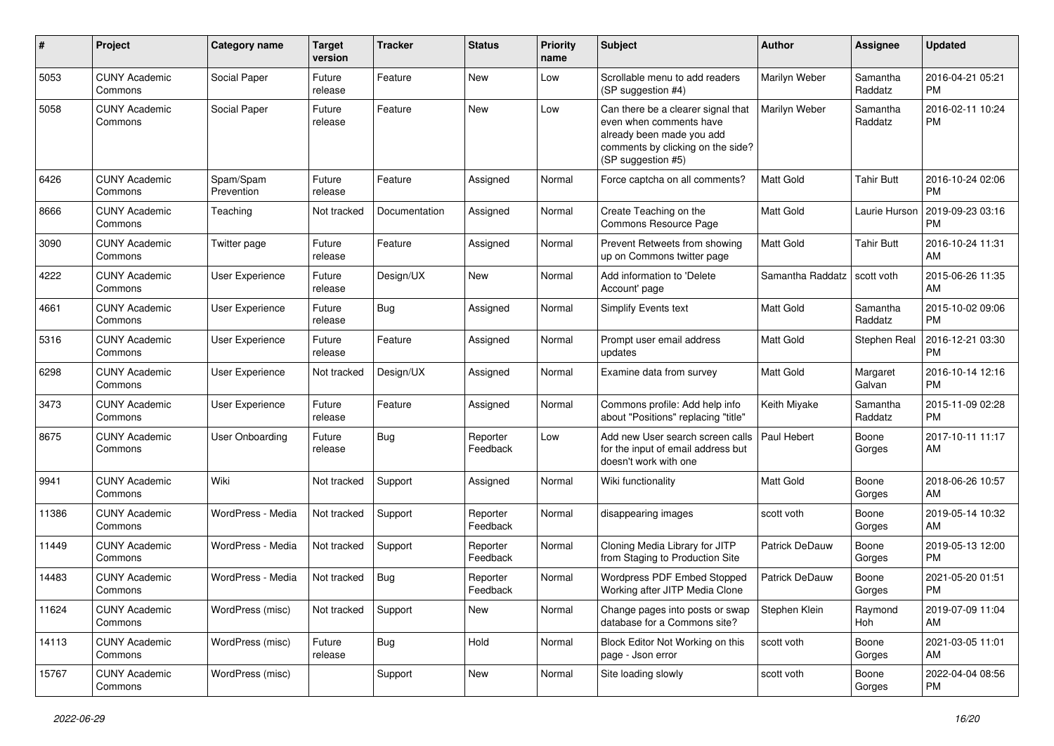| # | Project | Category name | Target version | Tracker | Status | Priority name | Subject | Author | Assignee | Updated |
|---|---|---|---|---|---|---|---|---|---|---|
| 5053 | CUNY Academic Commons | Social Paper | Future release | Feature | New | Low | Scrollable menu to add readers (SP suggestion #4) | Marilyn Weber | Samantha Raddatz | 2016-04-21 05:21 PM |
| 5058 | CUNY Academic Commons | Social Paper | Future release | Feature | New | Low | Can there be a clearer signal that even when comments have already been made you add comments by clicking on the side? (SP suggestion #5) | Marilyn Weber | Samantha Raddatz | 2016-02-11 10:24 PM |
| 6426 | CUNY Academic Commons | Spam/Spam Prevention | Future release | Feature | Assigned | Normal | Force captcha on all comments? | Matt Gold | Tahir Butt | 2016-10-24 02:06 PM |
| 8666 | CUNY Academic Commons | Teaching | Not tracked | Documentation | Assigned | Normal | Create Teaching on the Commons Resource Page | Matt Gold | Laurie Hurson | 2019-09-23 03:16 PM |
| 3090 | CUNY Academic Commons | Twitter page | Future release | Feature | Assigned | Normal | Prevent Retweets from showing up on Commons twitter page | Matt Gold | Tahir Butt | 2016-10-24 11:31 AM |
| 4222 | CUNY Academic Commons | User Experience | Future release | Design/UX | New | Normal | Add information to 'Delete Account' page | Samantha Raddatz | scott voth | 2015-06-26 11:35 AM |
| 4661 | CUNY Academic Commons | User Experience | Future release | Bug | Assigned | Normal | Simplify Events text | Matt Gold | Samantha Raddatz | 2015-10-02 09:06 PM |
| 5316 | CUNY Academic Commons | User Experience | Future release | Feature | Assigned | Normal | Prompt user email address updates | Matt Gold | Stephen Real | 2016-12-21 03:30 PM |
| 6298 | CUNY Academic Commons | User Experience | Not tracked | Design/UX | Assigned | Normal | Examine data from survey | Matt Gold | Margaret Galvan | 2016-10-14 12:16 PM |
| 3473 | CUNY Academic Commons | User Experience | Future release | Feature | Assigned | Normal | Commons profile: Add help info about "Positions" replacing "title" | Keith Miyake | Samantha Raddatz | 2015-11-09 02:28 PM |
| 8675 | CUNY Academic Commons | User Onboarding | Future release | Bug | Reporter Feedback | Low | Add new User search screen calls for the input of email address but doesn't work with one | Paul Hebert | Boone Gorges | 2017-10-11 11:17 AM |
| 9941 | CUNY Academic Commons | Wiki | Not tracked | Support | Assigned | Normal | Wiki functionality | Matt Gold | Boone Gorges | 2018-06-26 10:57 AM |
| 11386 | CUNY Academic Commons | WordPress - Media | Not tracked | Support | Reporter Feedback | Normal | disappearing images | scott voth | Boone Gorges | 2019-05-14 10:32 AM |
| 11449 | CUNY Academic Commons | WordPress - Media | Not tracked | Support | Reporter Feedback | Normal | Cloning Media Library for JITP from Staging to Production Site | Patrick DeDauw | Boone Gorges | 2019-05-13 12:00 PM |
| 14483 | CUNY Academic Commons | WordPress - Media | Not tracked | Bug | Reporter Feedback | Normal | Wordpress PDF Embed Stopped Working after JITP Media Clone | Patrick DeDauw | Boone Gorges | 2021-05-20 01:51 PM |
| 11624 | CUNY Academic Commons | WordPress (misc) | Not tracked | Support | New | Normal | Change pages into posts or swap database for a Commons site? | Stephen Klein | Raymond Hoh | 2019-07-09 11:04 AM |
| 14113 | CUNY Academic Commons | WordPress (misc) | Future release | Bug | Hold | Normal | Block Editor Not Working on this page - Json error | scott voth | Boone Gorges | 2021-03-05 11:01 AM |
| 15767 | CUNY Academic Commons | WordPress (misc) | | Support | New | Normal | Site loading slowly | scott voth | Boone Gorges | 2022-04-04 08:56 PM |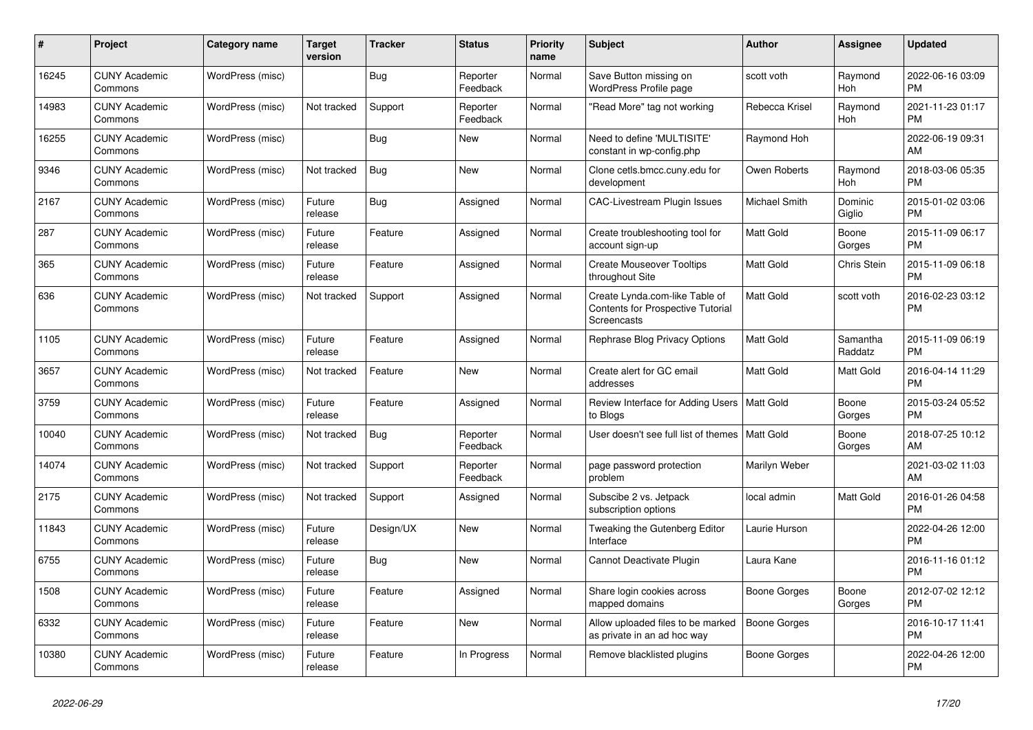| # | Project | Category name | Target version | Tracker | Status | Priority name | Subject | Author | Assignee | Updated |
|---|---|---|---|---|---|---|---|---|---|---|
| 16245 | CUNY Academic Commons | WordPress (misc) | | Bug | Reporter Feedback | Normal | Save Button missing on WordPress Profile page | scott voth | Raymond Hoh | 2022-06-16 03:09 PM |
| 14983 | CUNY Academic Commons | WordPress (misc) | Not tracked | Support | Reporter Feedback | Normal | "Read More" tag not working | Rebecca Krisel | Raymond Hoh | 2021-11-23 01:17 PM |
| 16255 | CUNY Academic Commons | WordPress (misc) | | Bug | New | Normal | Need to define 'MULTISITE' constant in wp-config.php | Raymond Hoh | | 2022-06-19 09:31 AM |
| 9346 | CUNY Academic Commons | WordPress (misc) | Not tracked | Bug | New | Normal | Clone cetls.bmcc.cuny.edu for development | Owen Roberts | Raymond Hoh | 2018-03-06 05:35 PM |
| 2167 | CUNY Academic Commons | WordPress (misc) | Future release | Bug | Assigned | Normal | CAC-Livestream Plugin Issues | Michael Smith | Dominic Giglio | 2015-01-02 03:06 PM |
| 287 | CUNY Academic Commons | WordPress (misc) | Future release | Feature | Assigned | Normal | Create troubleshooting tool for account sign-up | Matt Gold | Boone Gorges | 2015-11-09 06:17 PM |
| 365 | CUNY Academic Commons | WordPress (misc) | Future release | Feature | Assigned | Normal | Create Mouseover Tooltips throughout Site | Matt Gold | Chris Stein | 2015-11-09 06:18 PM |
| 636 | CUNY Academic Commons | WordPress (misc) | Not tracked | Support | Assigned | Normal | Create Lynda.com-like Table of Contents for Prospective Tutorial Screencasts | Matt Gold | scott voth | 2016-02-23 03:12 PM |
| 1105 | CUNY Academic Commons | WordPress (misc) | Future release | Feature | Assigned | Normal | Rephrase Blog Privacy Options | Matt Gold | Samantha Raddatz | 2015-11-09 06:19 PM |
| 3657 | CUNY Academic Commons | WordPress (misc) | Not tracked | Feature | New | Normal | Create alert for GC email addresses | Matt Gold | Matt Gold | 2016-04-14 11:29 PM |
| 3759 | CUNY Academic Commons | WordPress (misc) | Future release | Feature | Assigned | Normal | Review Interface for Adding Users to Blogs | Matt Gold | Boone Gorges | 2015-03-24 05:52 PM |
| 10040 | CUNY Academic Commons | WordPress (misc) | Not tracked | Bug | Reporter Feedback | Normal | User doesn't see full list of themes | Matt Gold | Boone Gorges | 2018-07-25 10:12 AM |
| 14074 | CUNY Academic Commons | WordPress (misc) | Not tracked | Support | Reporter Feedback | Normal | page password protection problem | Marilyn Weber | | 2021-03-02 11:03 AM |
| 2175 | CUNY Academic Commons | WordPress (misc) | Not tracked | Support | Assigned | Normal | Subscibe 2 vs. Jetpack subscription options | local admin | Matt Gold | 2016-01-26 04:58 PM |
| 11843 | CUNY Academic Commons | WordPress (misc) | Future release | Design/UX | New | Normal | Tweaking the Gutenberg Editor Interface | Laurie Hurson | | 2022-04-26 12:00 PM |
| 6755 | CUNY Academic Commons | WordPress (misc) | Future release | Bug | New | Normal | Cannot Deactivate Plugin | Laura Kane | | 2016-11-16 01:12 PM |
| 1508 | CUNY Academic Commons | WordPress (misc) | Future release | Feature | Assigned | Normal | Share login cookies across mapped domains | Boone Gorges | Boone Gorges | 2012-07-02 12:12 PM |
| 6332 | CUNY Academic Commons | WordPress (misc) | Future release | Feature | New | Normal | Allow uploaded files to be marked as private in an ad hoc way | Boone Gorges | | 2016-10-17 11:41 PM |
| 10380 | CUNY Academic Commons | WordPress (misc) | Future release | Feature | In Progress | Normal | Remove blacklisted plugins | Boone Gorges | | 2022-04-26 12:00 PM |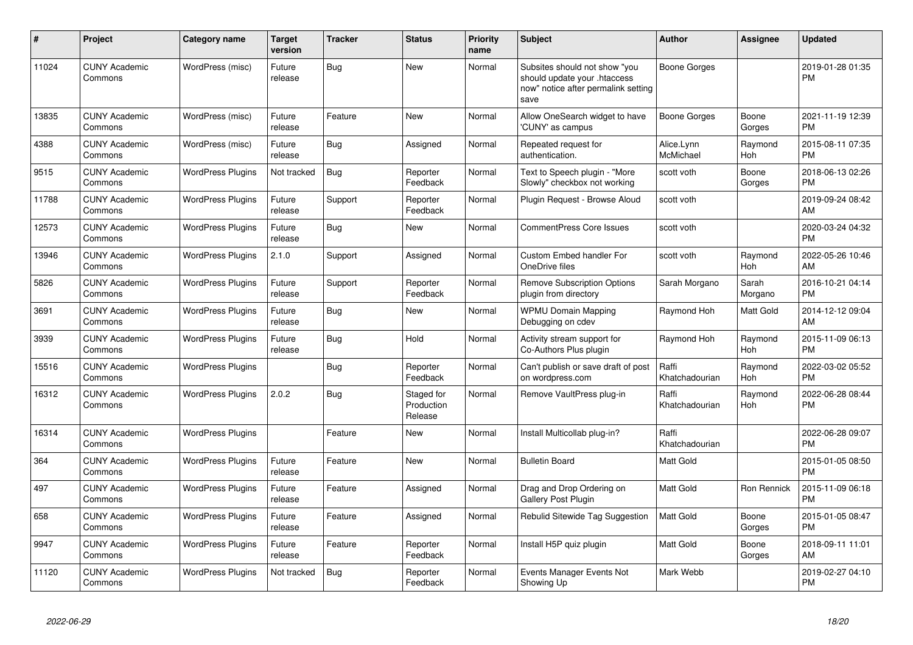| # | Project | Category name | Target version | Tracker | Status | Priority name | Subject | Author | Assignee | Updated |
|---|---|---|---|---|---|---|---|---|---|---|
| 11024 | CUNY Academic Commons | WordPress (misc) | Future release | Bug | New | Normal | Subsites should not show "you should update your .htaccess now" notice after permalink setting save | Boone Gorges | | 2019-01-28 01:35 PM |
| 13835 | CUNY Academic Commons | WordPress (misc) | Future release | Feature | New | Normal | Allow OneSearch widget to have 'CUNY' as campus | Boone Gorges | Boone Gorges | 2021-11-19 12:39 PM |
| 4388 | CUNY Academic Commons | WordPress (misc) | Future release | Bug | Assigned | Normal | Repeated request for authentication. | Alice.Lynn McMichael | Raymond Hoh | 2015-08-11 07:35 PM |
| 9515 | CUNY Academic Commons | WordPress Plugins | Not tracked | Bug | Reporter Feedback | Normal | Text to Speech plugin - "More Slowly" checkbox not working | scott voth | Boone Gorges | 2018-06-13 02:26 PM |
| 11788 | CUNY Academic Commons | WordPress Plugins | Future release | Support | Reporter Feedback | Normal | Plugin Request - Browse Aloud | scott voth | | 2019-09-24 08:42 AM |
| 12573 | CUNY Academic Commons | WordPress Plugins | Future release | Bug | New | Normal | CommentPress Core Issues | scott voth | | 2020-03-24 04:32 PM |
| 13946 | CUNY Academic Commons | WordPress Plugins | 2.1.0 | Support | Assigned | Normal | Custom Embed handler For OneDrive files | scott voth | Raymond Hoh | 2022-05-26 10:46 AM |
| 5826 | CUNY Academic Commons | WordPress Plugins | Future release | Support | Reporter Feedback | Normal | Remove Subscription Options plugin from directory | Sarah Morgano | Sarah Morgano | 2016-10-21 04:14 PM |
| 3691 | CUNY Academic Commons | WordPress Plugins | Future release | Bug | New | Normal | WPMU Domain Mapping Debugging on cdev | Raymond Hoh | Matt Gold | 2014-12-12 09:04 AM |
| 3939 | CUNY Academic Commons | WordPress Plugins | Future release | Bug | Hold | Normal | Activity stream support for Co-Authors Plus plugin | Raymond Hoh | Raymond Hoh | 2015-11-09 06:13 PM |
| 15516 | CUNY Academic Commons | WordPress Plugins | | Bug | Reporter Feedback | Normal | Can't publish or save draft of post on wordpress.com | Raffi Khatchadourian | Raymond Hoh | 2022-03-02 05:52 PM |
| 16312 | CUNY Academic Commons | WordPress Plugins | 2.0.2 | Bug | Staged for Production Release | Normal | Remove VaultPress plug-in | Raffi Khatchadourian | Raymond Hoh | 2022-06-28 08:44 PM |
| 16314 | CUNY Academic Commons | WordPress Plugins | | Feature | New | Normal | Install Multicollab plug-in? | Raffi Khatchadourian | | 2022-06-28 09:07 PM |
| 364 | CUNY Academic Commons | WordPress Plugins | Future release | Feature | New | Normal | Bulletin Board | Matt Gold | | 2015-01-05 08:50 PM |
| 497 | CUNY Academic Commons | WordPress Plugins | Future release | Feature | Assigned | Normal | Drag and Drop Ordering on Gallery Post Plugin | Matt Gold | Ron Rennick | 2015-11-09 06:18 PM |
| 658 | CUNY Academic Commons | WordPress Plugins | Future release | Feature | Assigned | Normal | Rebulid Sitewide Tag Suggestion | Matt Gold | Boone Gorges | 2015-01-05 08:47 PM |
| 9947 | CUNY Academic Commons | WordPress Plugins | Future release | Feature | Reporter Feedback | Normal | Install H5P quiz plugin | Matt Gold | Boone Gorges | 2018-09-11 11:01 AM |
| 11120 | CUNY Academic Commons | WordPress Plugins | Not tracked | Bug | Reporter Feedback | Normal | Events Manager Events Not Showing Up | Mark Webb | | 2019-02-27 04:10 PM |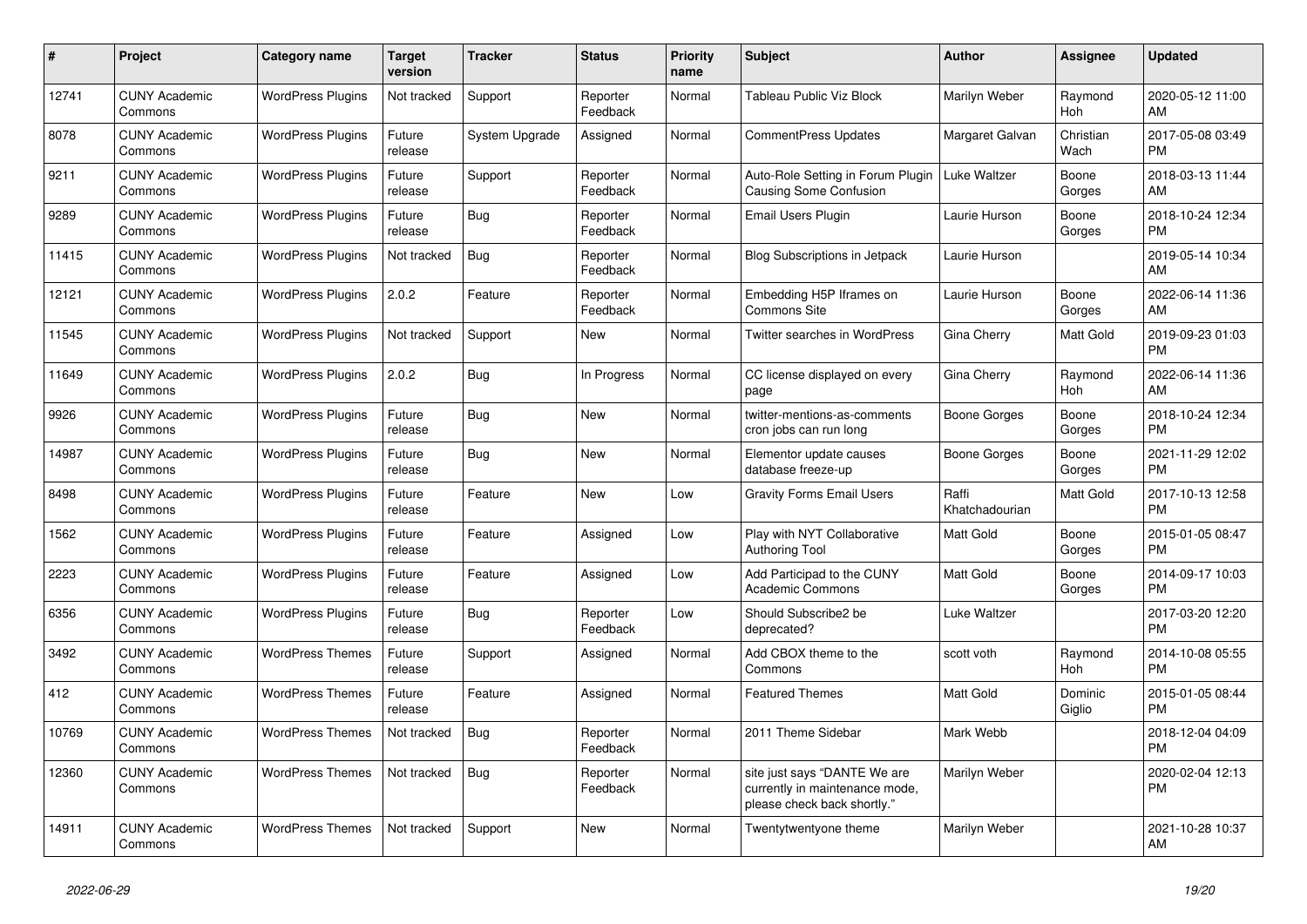| # | Project | Category name | Target version | Tracker | Status | Priority name | Subject | Author | Assignee | Updated |
|---|---|---|---|---|---|---|---|---|---|---|
| 12741 | CUNY Academic Commons | WordPress Plugins | Not tracked | Support | Reporter Feedback | Normal | Tableau Public Viz Block | Marilyn Weber | Raymond Hoh | 2020-05-12 11:00 AM |
| 8078 | CUNY Academic Commons | WordPress Plugins | Future release | System Upgrade | Assigned | Normal | CommentPress Updates | Margaret Galvan | Christian Wach | 2017-05-08 03:49 PM |
| 9211 | CUNY Academic Commons | WordPress Plugins | Future release | Support | Reporter Feedback | Normal | Auto-Role Setting in Forum Plugin Causing Some Confusion | Luke Waltzer | Boone Gorges | 2018-03-13 11:44 AM |
| 9289 | CUNY Academic Commons | WordPress Plugins | Future release | Bug | Reporter Feedback | Normal | Email Users Plugin | Laurie Hurson | Boone Gorges | 2018-10-24 12:34 PM |
| 11415 | CUNY Academic Commons | WordPress Plugins | Not tracked | Bug | Reporter Feedback | Normal | Blog Subscriptions in Jetpack | Laurie Hurson | | 2019-05-14 10:34 AM |
| 12121 | CUNY Academic Commons | WordPress Plugins | 2.0.2 | Feature | Reporter Feedback | Normal | Embedding H5P Iframes on Commons Site | Laurie Hurson | Boone Gorges | 2022-06-14 11:36 AM |
| 11545 | CUNY Academic Commons | WordPress Plugins | Not tracked | Support | New | Normal | Twitter searches in WordPress | Gina Cherry | Matt Gold | 2019-09-23 01:03 PM |
| 11649 | CUNY Academic Commons | WordPress Plugins | 2.0.2 | Bug | In Progress | Normal | CC license displayed on every page | Gina Cherry | Raymond Hoh | 2022-06-14 11:36 AM |
| 9926 | CUNY Academic Commons | WordPress Plugins | Future release | Bug | New | Normal | twitter-mentions-as-comments cron jobs can run long | Boone Gorges | Boone Gorges | 2018-10-24 12:34 PM |
| 14987 | CUNY Academic Commons | WordPress Plugins | Future release | Bug | New | Normal | Elementor update causes database freeze-up | Boone Gorges | Boone Gorges | 2021-11-29 12:02 PM |
| 8498 | CUNY Academic Commons | WordPress Plugins | Future release | Feature | New | Low | Gravity Forms Email Users | Raffi Khatchadourian | Matt Gold | 2017-10-13 12:58 PM |
| 1562 | CUNY Academic Commons | WordPress Plugins | Future release | Feature | Assigned | Low | Play with NYT Collaborative Authoring Tool | Matt Gold | Boone Gorges | 2015-01-05 08:47 PM |
| 2223 | CUNY Academic Commons | WordPress Plugins | Future release | Feature | Assigned | Low | Add Participad to the CUNY Academic Commons | Matt Gold | Boone Gorges | 2014-09-17 10:03 PM |
| 6356 | CUNY Academic Commons | WordPress Plugins | Future release | Bug | Reporter Feedback | Low | Should Subscribe2 be deprecated? | Luke Waltzer | | 2017-03-20 12:20 PM |
| 3492 | CUNY Academic Commons | WordPress Themes | Future release | Support | Assigned | Normal | Add CBOX theme to the Commons | scott voth | Raymond Hoh | 2014-10-08 05:55 PM |
| 412 | CUNY Academic Commons | WordPress Themes | Future release | Feature | Assigned | Normal | Featured Themes | Matt Gold | Dominic Giglio | 2015-01-05 08:44 PM |
| 10769 | CUNY Academic Commons | WordPress Themes | Not tracked | Bug | Reporter Feedback | Normal | 2011 Theme Sidebar | Mark Webb | | 2018-12-04 04:09 PM |
| 12360 | CUNY Academic Commons | WordPress Themes | Not tracked | Bug | Reporter Feedback | Normal | site just says "DANTE We are currently in maintenance mode, please check back shortly." | Marilyn Weber | | 2020-02-04 12:13 PM |
| 14911 | CUNY Academic Commons | WordPress Themes | Not tracked | Support | New | Normal | Twentytwentyone theme | Marilyn Weber | | 2021-10-28 10:37 AM |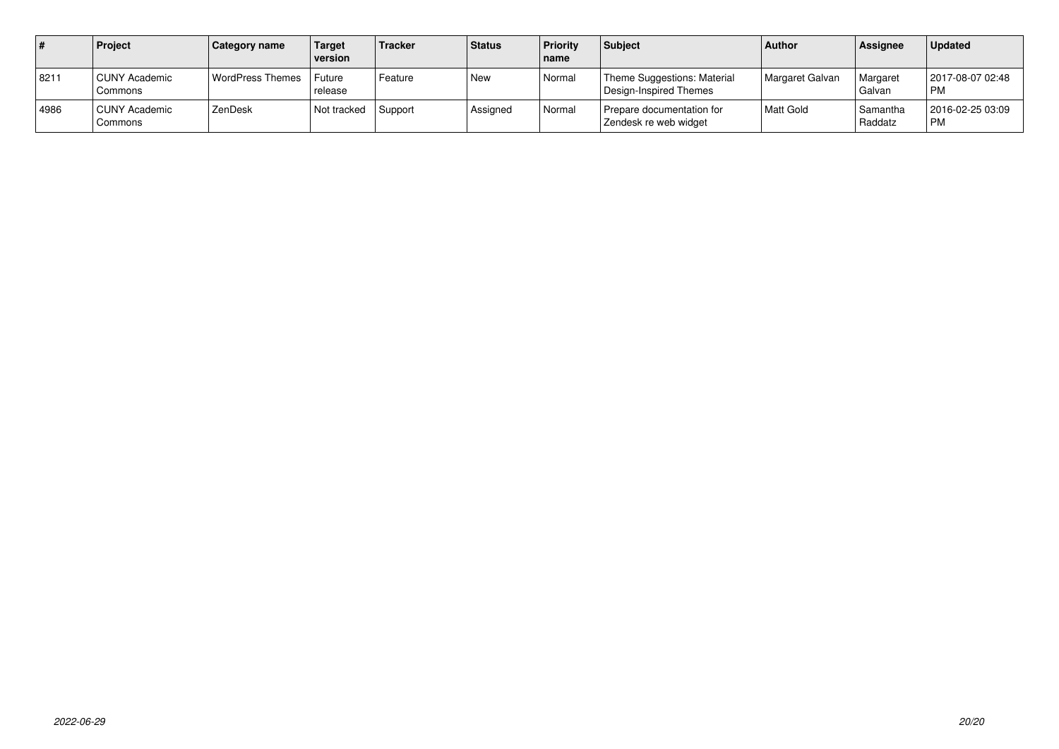| # | Project | Category name | Target version | Tracker | Status | Priority name | Subject | Author | Assignee | Updated |
|---|---|---|---|---|---|---|---|---|---|---|
| 8211 | CUNY Academic Commons | WordPress Themes | Future release | Feature | New | Normal | Theme Suggestions: Material Design-Inspired Themes | Margaret Galvan | Margaret Galvan | 2017-08-07 02:48 PM |
| 4986 | CUNY Academic Commons | ZenDesk | Not tracked | Support | Assigned | Normal | Prepare documentation for Zendesk re web widget | Matt Gold | Samantha Raddatz | 2016-02-25 03:09 PM |